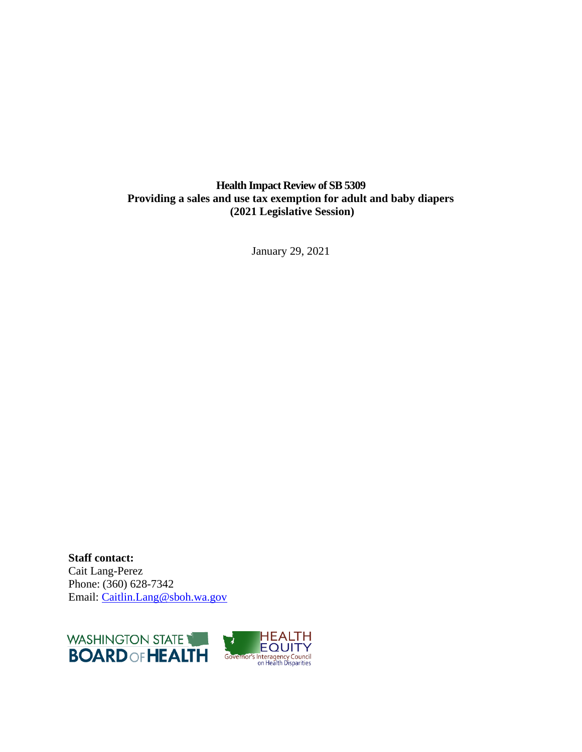# Health Impact Review of SB 5309
## Providing a sales and use tax exemption for adult and baby diapers
## (2021 Legislative Session)

January 29, 2021

**Staff contact:**
Cait Lang-Perez
Phone: (360) 628-7342
Email: Caitlin.Lang@sboh.wa.gov

WASHINGTON STATE BOARD OF HEALTH

HEALTH EQUITY
Governor's Interagency Council on Health Disparities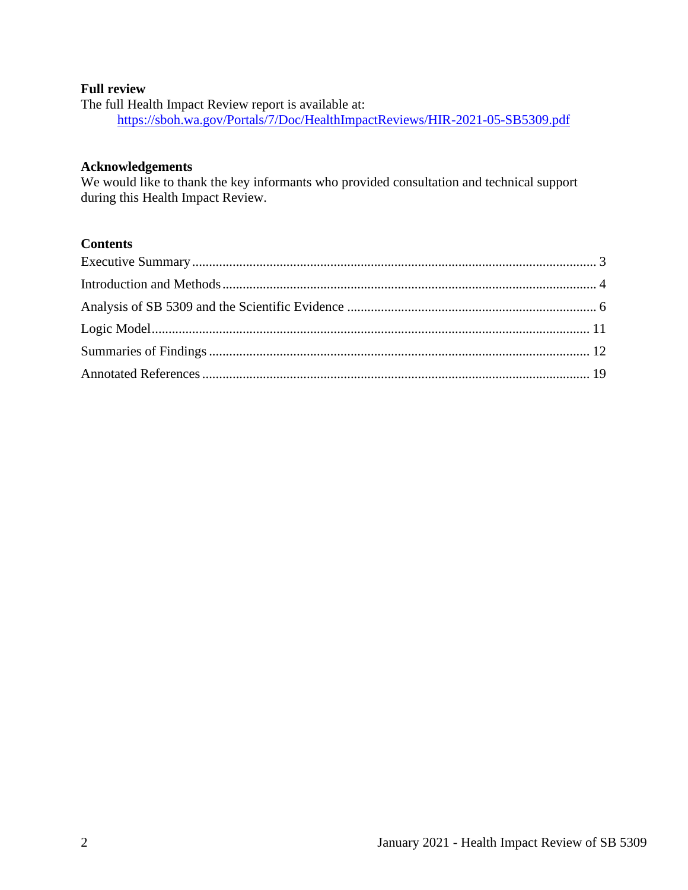**Full review**

The full Health Impact Review report is available at:

https://sboh.wa.gov/Portals/7/Doc/HealthImpactReviews/HIR-2021-05-SB5309.pdf

**Acknowledgements**

We would like to thank the key informants who provided consultation and technical support during this Health Impact Review.

**Contents**

Executive Summary ........ 3

Introduction and Methods ........ 4

Analysis of SB 5309 and the Scientific Evidence ........ 6

Logic Model ........ 11

Summaries of Findings ........ 12

Annotated References ........ 19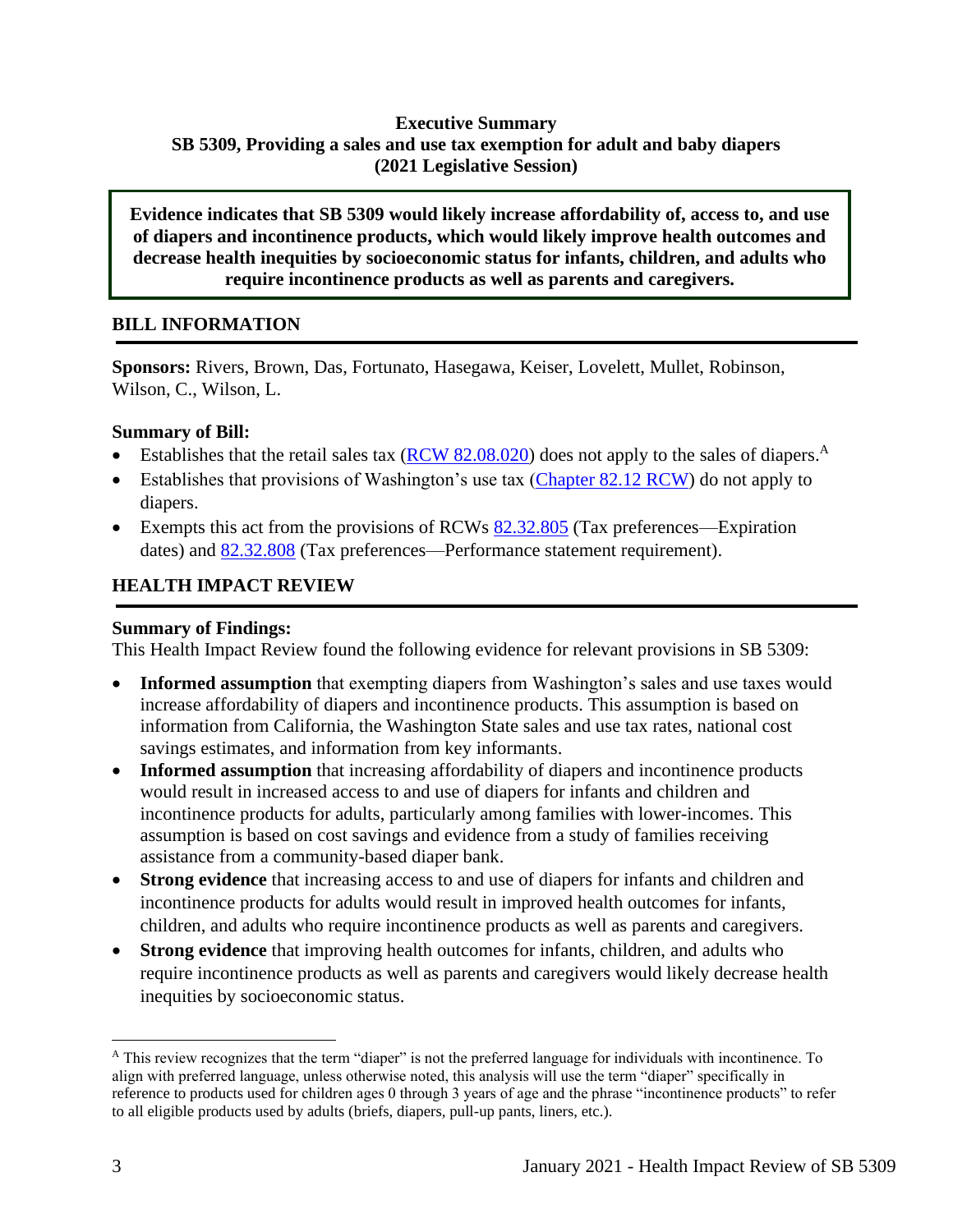**Executive Summary**
**SB 5309, Providing a sales and use tax exemption for adult and baby diapers**
**(2021 Legislative Session)**

**Evidence indicates that SB 5309 would likely increase affordability of, access to, and use of diapers and incontinence products, which would likely improve health outcomes and decrease health inequities by socioeconomic status for infants, children, and adults who require incontinence products as well as parents and caregivers.**

## BILL INFORMATION

**Sponsors:** Rivers, Brown, Das, Fortunato, Hasegawa, Keiser, Lovelett, Mullet, Robinson, Wilson, C., Wilson, L.

**Summary of Bill:**

- Establishes that the retail sales tax (RCW 82.08.020) does not apply to the sales of diapers.[A]
- Establishes that provisions of Washington's use tax (Chapter 82.12 RCW) do not apply to diapers.
- Exempts this act from the provisions of RCWs 82.32.805 (Tax preferences—Expiration dates) and 82.32.808 (Tax preferences—Performance statement requirement).

## HEALTH IMPACT REVIEW

**Summary of Findings:**
This Health Impact Review found the following evidence for relevant provisions in SB 5309:

- **Informed assumption** that exempting diapers from Washington's sales and use taxes would increase affordability of diapers and incontinence products. This assumption is based on information from California, the Washington State sales and use tax rates, national cost savings estimates, and information from key informants.
- **Informed assumption** that increasing affordability of diapers and incontinence products would result in increased access to and use of diapers for infants and children and incontinence products for adults, particularly among families with lower-incomes. This assumption is based on cost savings and evidence from a study of families receiving assistance from a community-based diaper bank.
- **Strong evidence** that increasing access to and use of diapers for infants and children and incontinence products for adults would result in improved health outcomes for infants, children, and adults who require incontinence products as well as parents and caregivers.
- **Strong evidence** that improving health outcomes for infants, children, and adults who require incontinence products as well as parents and caregivers would likely decrease health inequities by socioeconomic status.

[A] This review recognizes that the term "diaper" is not the preferred language for individuals with incontinence. To align with preferred language, unless otherwise noted, this analysis will use the term "diaper" specifically in reference to products used for children ages 0 through 3 years of age and the phrase "incontinence products" to refer to all eligible products used by adults (briefs, diapers, pull-up pants, liners, etc.).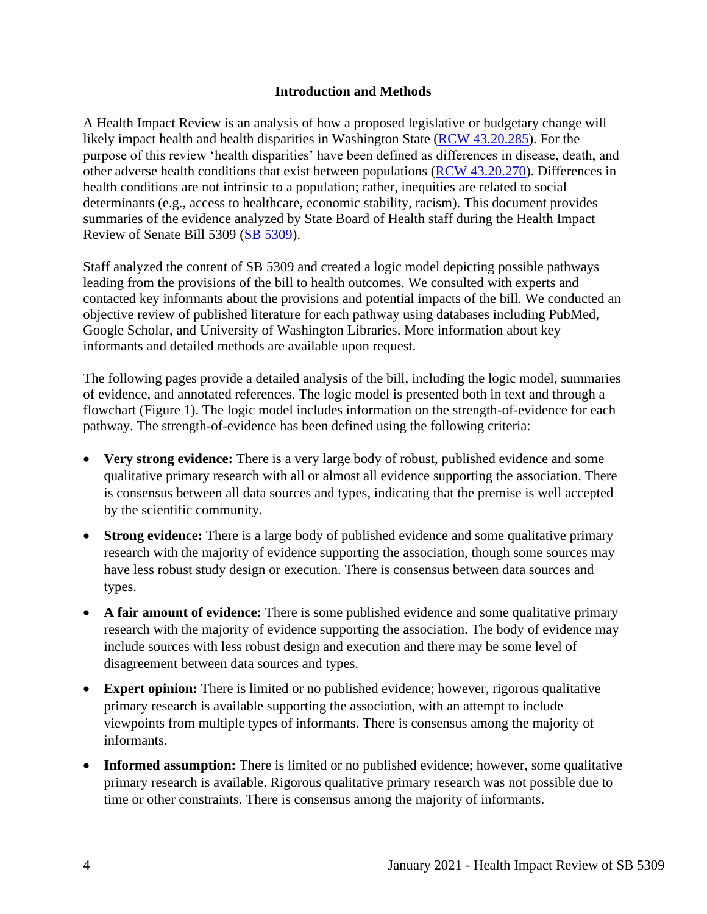## Introduction and Methods

A Health Impact Review is an analysis of how a proposed legislative or budgetary change will likely impact health and health disparities in Washington State ([RCW 43.20.285](RCW 43.20.285)). For the purpose of this review 'health disparities' have been defined as differences in disease, death, and other adverse health conditions that exist between populations ([RCW 43.20.270](RCW 43.20.270)). Differences in health conditions are not intrinsic to a population; rather, inequities are related to social determinants (e.g., access to healthcare, economic stability, racism). This document provides summaries of the evidence analyzed by State Board of Health staff during the Health Impact Review of Senate Bill 5309 ([SB 5309](SB 5309)).

Staff analyzed the content of SB 5309 and created a logic model depicting possible pathways leading from the provisions of the bill to health outcomes. We consulted with experts and contacted key informants about the provisions and potential impacts of the bill. We conducted an objective review of published literature for each pathway using databases including PubMed, Google Scholar, and University of Washington Libraries. More information about key informants and detailed methods are available upon request.

The following pages provide a detailed analysis of the bill, including the logic model, summaries of evidence, and annotated references. The logic model is presented both in text and through a flowchart (Figure 1). The logic model includes information on the strength-of-evidence for each pathway. The strength-of-evidence has been defined using the following criteria:

- **Very strong evidence:** There is a very large body of robust, published evidence and some qualitative primary research with all or almost all evidence supporting the association. There is consensus between all data sources and types, indicating that the premise is well accepted by the scientific community.
- **Strong evidence:** There is a large body of published evidence and some qualitative primary research with the majority of evidence supporting the association, though some sources may have less robust study design or execution. There is consensus between data sources and types.
- **A fair amount of evidence:** There is some published evidence and some qualitative primary research with the majority of evidence supporting the association. The body of evidence may include sources with less robust design and execution and there may be some level of disagreement between data sources and types.
- **Expert opinion:** There is limited or no published evidence; however, rigorous qualitative primary research is available supporting the association, with an attempt to include viewpoints from multiple types of informants. There is consensus among the majority of informants.
- **Informed assumption:** There is limited or no published evidence; however, some qualitative primary research is available. Rigorous qualitative primary research was not possible due to time or other constraints. There is consensus among the majority of informants.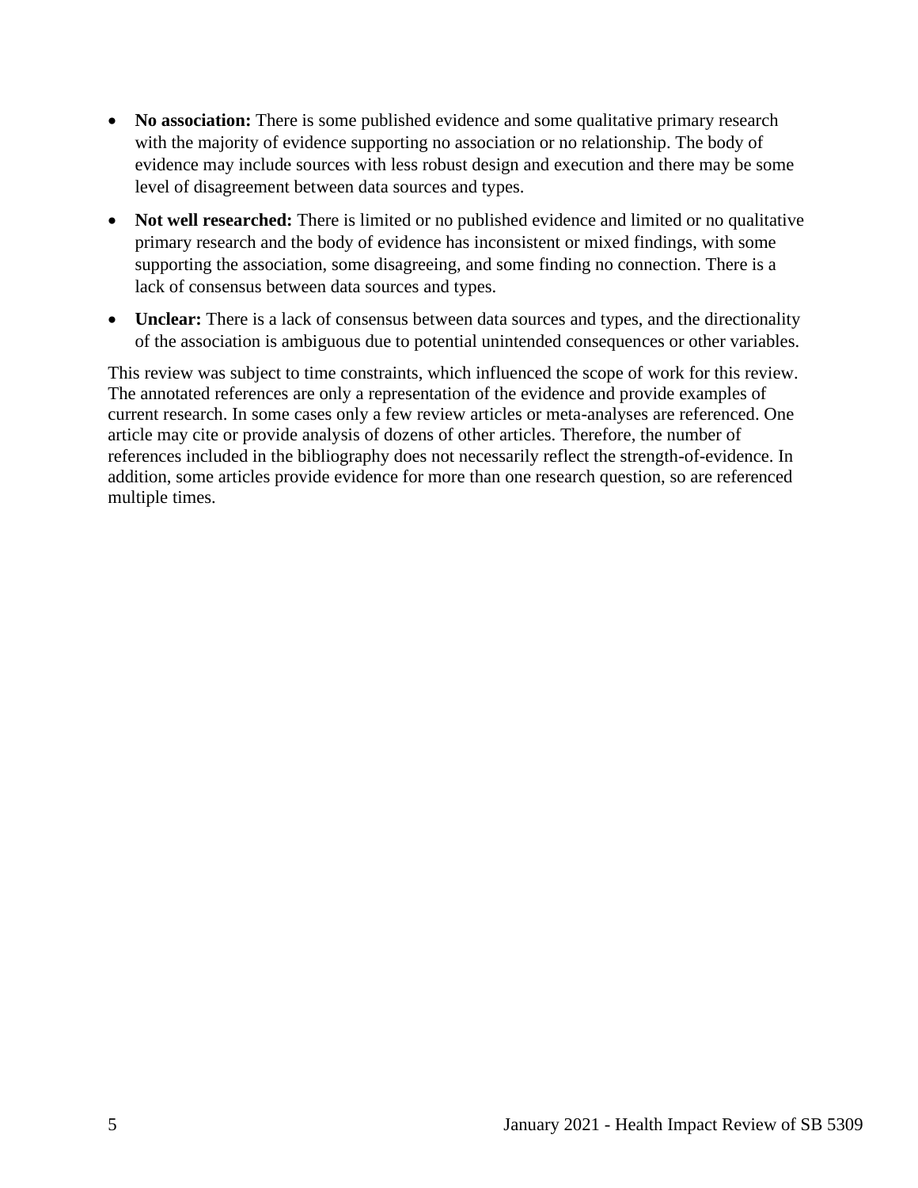- **No association:** There is some published evidence and some qualitative primary research with the majority of evidence supporting no association or no relationship. The body of evidence may include sources with less robust design and execution and there may be some level of disagreement between data sources and types.
- **Not well researched:** There is limited or no published evidence and limited or no qualitative primary research and the body of evidence has inconsistent or mixed findings, with some supporting the association, some disagreeing, and some finding no connection. There is a lack of consensus between data sources and types.
- **Unclear:** There is a lack of consensus between data sources and types, and the directionality of the association is ambiguous due to potential unintended consequences or other variables.

This review was subject to time constraints, which influenced the scope of work for this review. The annotated references are only a representation of the evidence and provide examples of current research. In some cases only a few review articles or meta-analyses are referenced. One article may cite or provide analysis of dozens of other articles. Therefore, the number of references included in the bibliography does not necessarily reflect the strength-of-evidence. In addition, some articles provide evidence for more than one research question, so are referenced multiple times.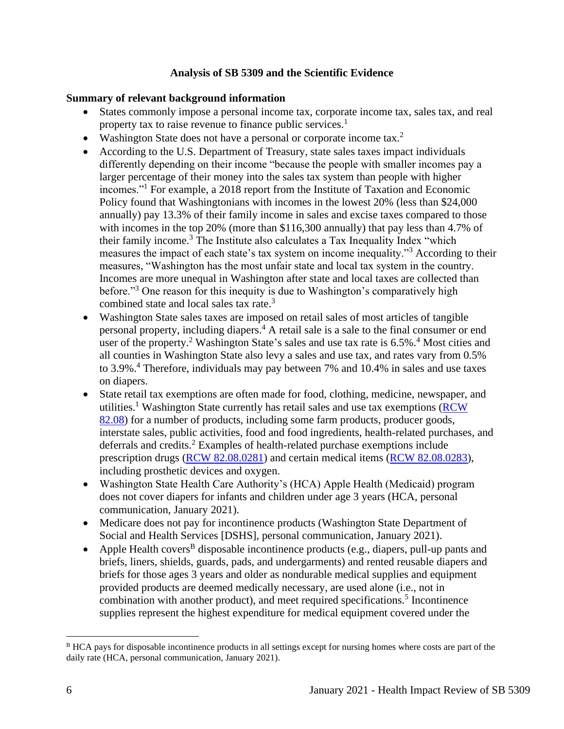**Analysis of SB 5309 and the Scientific Evidence**

**Summary of relevant background information**

- States commonly impose a personal income tax, corporate income tax, sales tax, and real property tax to raise revenue to finance public services.[1]
- Washington State does not have a personal or corporate income tax.[2]
- According to the U.S. Department of Treasury, state sales taxes impact individuals differently depending on their income "because the people with smaller incomes pay a larger percentage of their money into the sales tax system than people with higher incomes."[1] For example, a 2018 report from the Institute of Taxation and Economic Policy found that Washingtonians with incomes in the lowest 20% (less than $24,000 annually) pay 13.3% of their family income in sales and excise taxes compared to those with incomes in the top 20% (more than $116,300 annually) that pay less than 4.7% of their family income.[3] The Institute also calculates a Tax Inequality Index "which measures the impact of each state's tax system on income inequality."[3] According to their measures, "Washington has the most unfair state and local tax system in the country. Incomes are more unequal in Washington after state and local taxes are collected than before."[3] One reason for this inequity is due to Washington's comparatively high combined state and local sales tax rate.[3]
- Washington State sales taxes are imposed on retail sales of most articles of tangible personal property, including diapers.[4] A retail sale is a sale to the final consumer or end user of the property.[2] Washington State's sales and use tax rate is 6.5%.[4] Most cities and all counties in Washington State also levy a sales and use tax, and rates vary from 0.5% to 3.9%.[4] Therefore, individuals may pay between 7% and 10.4% in sales and use taxes on diapers.
- State retail tax exemptions are often made for food, clothing, medicine, newspaper, and utilities.[1] Washington State currently has retail sales and use tax exemptions (RCW 82.08) for a number of products, including some farm products, producer goods, interstate sales, public activities, food and food ingredients, health-related purchases, and deferrals and credits.[2] Examples of health-related purchase exemptions include prescription drugs (RCW 82.08.0281) and certain medical items (RCW 82.08.0283), including prosthetic devices and oxygen.
- Washington State Health Care Authority's (HCA) Apple Health (Medicaid) program does not cover diapers for infants and children under age 3 years (HCA, personal communication, January 2021).
- Medicare does not pay for incontinence products (Washington State Department of Social and Health Services [DSHS], personal communication, January 2021).
- Apple Health covers[B] disposable incontinence products (e.g., diapers, pull-up pants and briefs, liners, shields, guards, pads, and undergarments) and rented reusable diapers and briefs for those ages 3 years and older as nondurable medical supplies and equipment provided products are deemed medically necessary, are used alone (i.e., not in combination with another product), and meet required specifications.[5] Incontinence supplies represent the highest expenditure for medical equipment covered under the

[B] HCA pays for disposable incontinence products in all settings except for nursing homes where costs are part of the daily rate (HCA, personal communication, January 2021).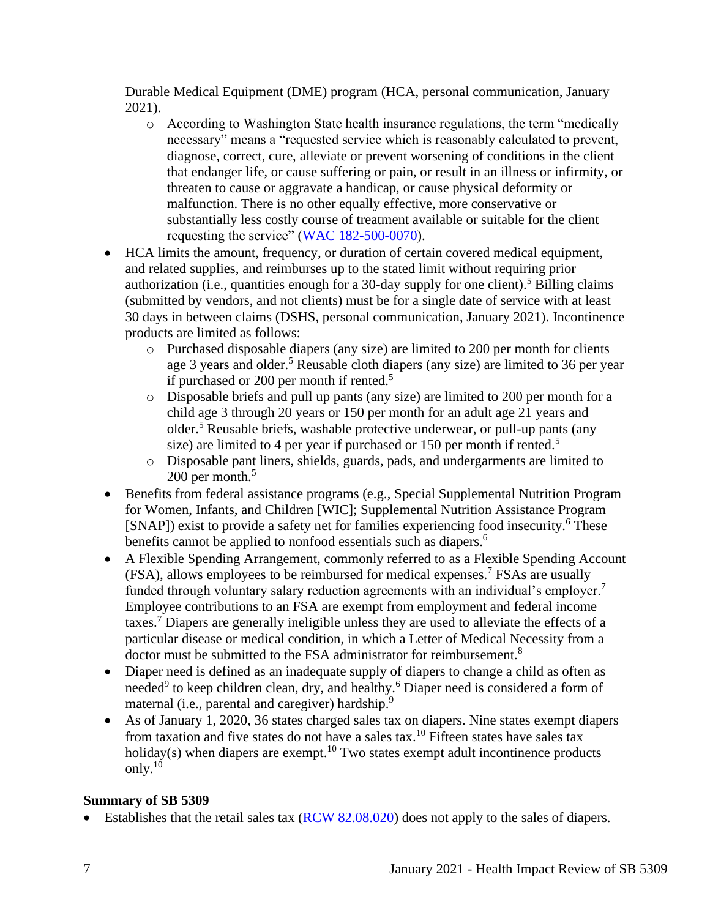Durable Medical Equipment (DME) program (HCA, personal communication, January 2021).
  - According to Washington State health insurance regulations, the term "medically necessary" means a "requested service which is reasonably calculated to prevent, diagnose, correct, cure, alleviate or prevent worsening of conditions in the client that endanger life, or cause suffering or pain, or result in an illness or infirmity, or threaten to cause or aggravate a handicap, or cause physical deformity or malfunction. There is no other equally effective, more conservative or substantially less costly course of treatment available or suitable for the client requesting the service" (WAC 182-500-0070).
- HCA limits the amount, frequency, or duration of certain covered medical equipment, and related supplies, and reimburses up to the stated limit without requiring prior authorization (i.e., quantities enough for a 30-day supply for one client).[5] Billing claims (submitted by vendors, and not clients) must be for a single date of service with at least 30 days in between claims (DSHS, personal communication, January 2021). Incontinence products are limited as follows:
  - Purchased disposable diapers (any size) are limited to 200 per month for clients age 3 years and older.[5] Reusable cloth diapers (any size) are limited to 36 per year if purchased or 200 per month if rented.[5]
  - Disposable briefs and pull up pants (any size) are limited to 200 per month for a child age 3 through 20 years or 150 per month for an adult age 21 years and older.[5] Reusable briefs, washable protective underwear, or pull-up pants (any size) are limited to 4 per year if purchased or 150 per month if rented.[5]
  - Disposable pant liners, shields, guards, pads, and undergarments are limited to 200 per month.[5]
- Benefits from federal assistance programs (e.g., Special Supplemental Nutrition Program for Women, Infants, and Children [WIC]; Supplemental Nutrition Assistance Program [SNAP]) exist to provide a safety net for families experiencing food insecurity.[6] These benefits cannot be applied to nonfood essentials such as diapers.[6]
- A Flexible Spending Arrangement, commonly referred to as a Flexible Spending Account (FSA), allows employees to be reimbursed for medical expenses.[7] FSAs are usually funded through voluntary salary reduction agreements with an individual's employer.[7] Employee contributions to an FSA are exempt from employment and federal income taxes.[7] Diapers are generally ineligible unless they are used to alleviate the effects of a particular disease or medical condition, in which a Letter of Medical Necessity from a doctor must be submitted to the FSA administrator for reimbursement.[8]
- Diaper need is defined as an inadequate supply of diapers to change a child as often as needed[9] to keep children clean, dry, and healthy.[6] Diaper need is considered a form of maternal (i.e., parental and caregiver) hardship.[9]
- As of January 1, 2020, 36 states charged sales tax on diapers. Nine states exempt diapers from taxation and five states do not have a sales tax.[10] Fifteen states have sales tax holiday(s) when diapers are exempt.[10] Two states exempt adult incontinence products only.[10]

**Summary of SB 5309**

- Establishes that the retail sales tax (RCW 82.08.020) does not apply to the sales of diapers.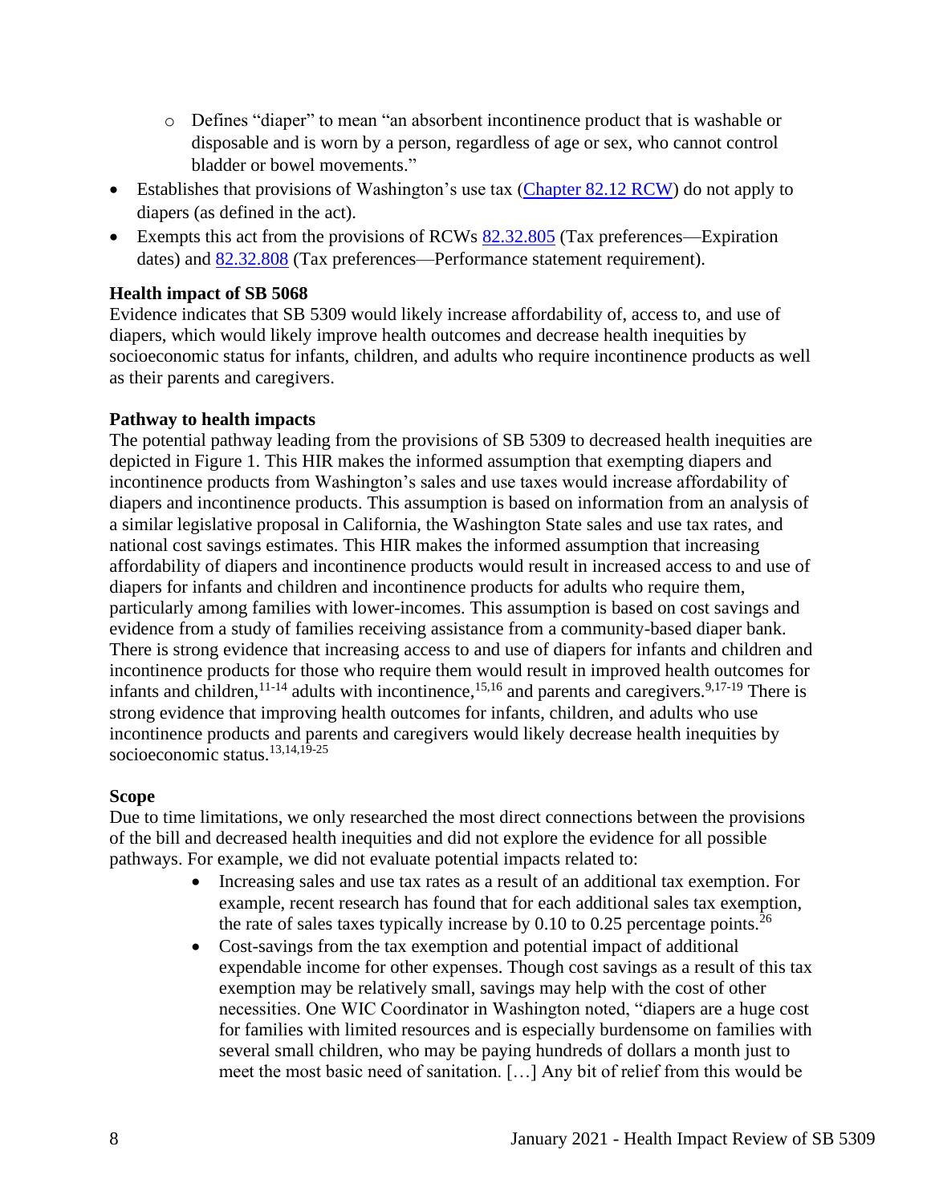- Defines "diaper" to mean "an absorbent incontinence product that is washable or disposable and is worn by a person, regardless of age or sex, who cannot control bladder or bowel movements."

- Establishes that provisions of Washington's use tax (Chapter 82.12 RCW) do not apply to diapers (as defined in the act).
- Exempts this act from the provisions of RCWs 82.32.805 (Tax preferences—Expiration dates) and 82.32.808 (Tax preferences—Performance statement requirement).

**Health impact of SB 5068**

Evidence indicates that SB 5309 would likely increase affordability of, access to, and use of diapers, which would likely improve health outcomes and decrease health inequities by socioeconomic status for infants, children, and adults who require incontinence products as well as their parents and caregivers.

**Pathway to health impacts**

The potential pathway leading from the provisions of SB 5309 to decreased health inequities are depicted in Figure 1. This HIR makes the informed assumption that exempting diapers and incontinence products from Washington's sales and use taxes would increase affordability of diapers and incontinence products. This assumption is based on information from an analysis of a similar legislative proposal in California, the Washington State sales and use tax rates, and national cost savings estimates. This HIR makes the informed assumption that increasing affordability of diapers and incontinence products would result in increased access to and use of diapers for infants and children and incontinence products for adults who require them, particularly among families with lower-incomes. This assumption is based on cost savings and evidence from a study of families receiving assistance from a community-based diaper bank. There is strong evidence that increasing access to and use of diapers for infants and children and incontinence products for those who require them would result in improved health outcomes for infants and children,[11-14] adults with incontinence,[15,16] and parents and caregivers.[9,17-19] There is strong evidence that improving health outcomes for infants, children, and adults who use incontinence products and parents and caregivers would likely decrease health inequities by socioeconomic status.[13,14,19-25]

**Scope**

Due to time limitations, we only researched the most direct connections between the provisions of the bill and decreased health inequities and did not explore the evidence for all possible pathways. For example, we did not evaluate potential impacts related to:

- Increasing sales and use tax rates as a result of an additional tax exemption. For example, recent research has found that for each additional sales tax exemption, the rate of sales taxes typically increase by 0.10 to 0.25 percentage points.[26]
- Cost-savings from the tax exemption and potential impact of additional expendable income for other expenses. Though cost savings as a result of this tax exemption may be relatively small, savings may help with the cost of other necessities. One WIC Coordinator in Washington noted, "diapers are a huge cost for families with limited resources and is especially burdensome on families with several small children, who may be paying hundreds of dollars a month just to meet the most basic need of sanitation. […] Any bit of relief from this would be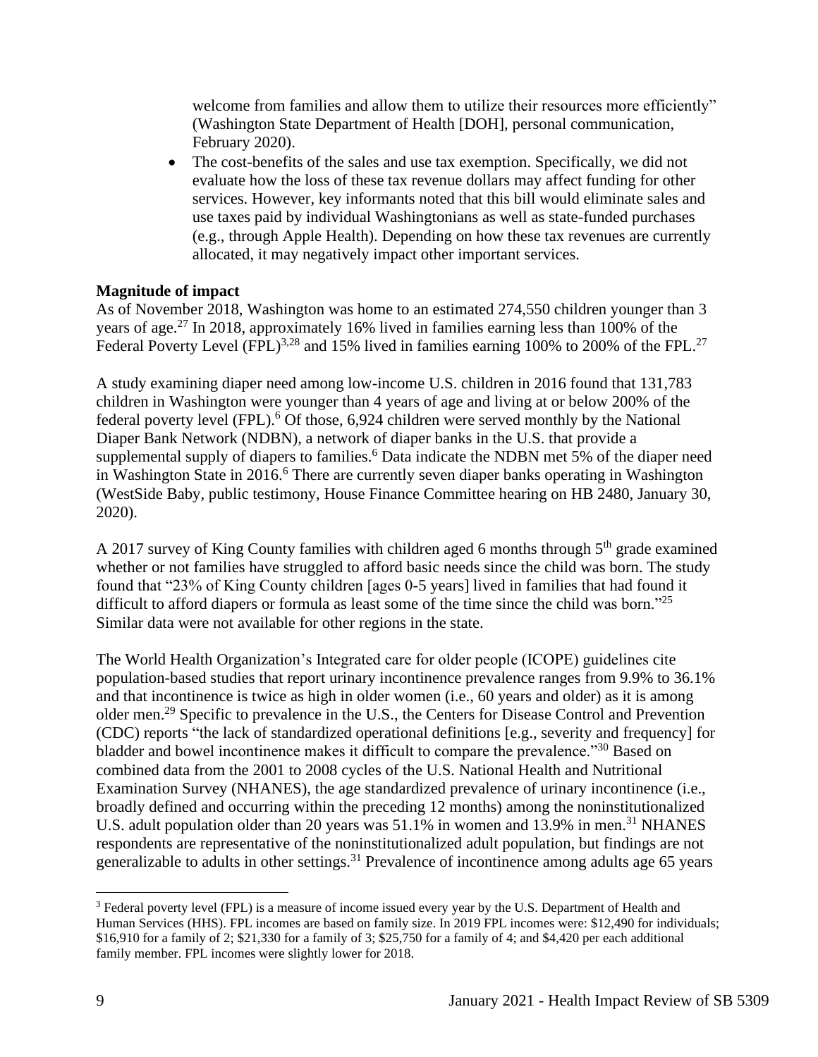welcome from families and allow them to utilize their resources more efficiently" (Washington State Department of Health [DOH], personal communication, February 2020).

- The cost-benefits of the sales and use tax exemption. Specifically, we did not evaluate how the loss of these tax revenue dollars may affect funding for other services. However, key informants noted that this bill would eliminate sales and use taxes paid by individual Washingtonians as well as state-funded purchases (e.g., through Apple Health). Depending on how these tax revenues are currently allocated, it may negatively impact other important services.

**Magnitude of impact**

As of November 2018, Washington was home to an estimated 274,550 children younger than 3 years of age.[27] In 2018, approximately 16% lived in families earning less than 100% of the Federal Poverty Level (FPL)[3,28] and 15% lived in families earning 100% to 200% of the FPL.[27]

A study examining diaper need among low-income U.S. children in 2016 found that 131,783 children in Washington were younger than 4 years of age and living at or below 200% of the federal poverty level (FPL).[6] Of those, 6,924 children were served monthly by the National Diaper Bank Network (NDBN), a network of diaper banks in the U.S. that provide a supplemental supply of diapers to families.[6] Data indicate the NDBN met 5% of the diaper need in Washington State in 2016.[6] There are currently seven diaper banks operating in Washington (WestSide Baby, public testimony, House Finance Committee hearing on HB 2480, January 30, 2020).

A 2017 survey of King County families with children aged 6 months through 5th grade examined whether or not families have struggled to afford basic needs since the child was born. The study found that "23% of King County children [ages 0-5 years] lived in families that had found it difficult to afford diapers or formula as least some of the time since the child was born."[25] Similar data were not available for other regions in the state.

The World Health Organization's Integrated care for older people (ICOPE) guidelines cite population-based studies that report urinary incontinence prevalence ranges from 9.9% to 36.1% and that incontinence is twice as high in older women (i.e., 60 years and older) as it is among older men.[29] Specific to prevalence in the U.S., the Centers for Disease Control and Prevention (CDC) reports "the lack of standardized operational definitions [e.g., severity and frequency] for bladder and bowel incontinence makes it difficult to compare the prevalence."[30] Based on combined data from the 2001 to 2008 cycles of the U.S. National Health and Nutritional Examination Survey (NHANES), the age standardized prevalence of urinary incontinence (i.e., broadly defined and occurring within the preceding 12 months) among the noninstitutionalized U.S. adult population older than 20 years was 51.1% in women and 13.9% in men.[31] NHANES respondents are representative of the noninstitutionalized adult population, but findings are not generalizable to adults in other settings.[31] Prevalence of incontinence among adults age 65 years

---

[3] Federal poverty level (FPL) is a measure of income issued every year by the U.S. Department of Health and Human Services (HHS). FPL incomes are based on family size. In 2019 FPL incomes were: $12,490 for individuals; $16,910 for a family of 2; $21,330 for a family of 3; $25,750 for a family of 4; and $4,420 per each additional family member. FPL incomes were slightly lower for 2018.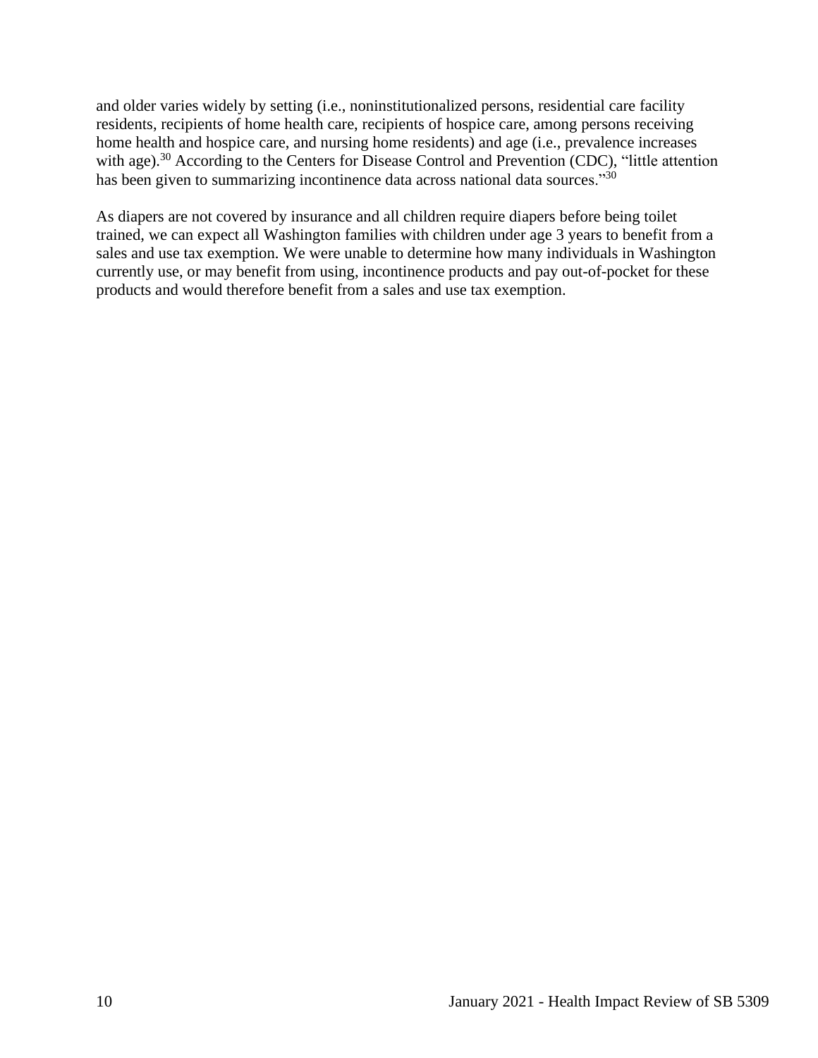and older varies widely by setting (i.e., noninstitutionalized persons, residential care facility residents, recipients of home health care, recipients of hospice care, among persons receiving home health and hospice care, and nursing home residents) and age (i.e., prevalence increases with age).[30] According to the Centers for Disease Control and Prevention (CDC), "little attention has been given to summarizing incontinence data across national data sources."[30]

As diapers are not covered by insurance and all children require diapers before being toilet trained, we can expect all Washington families with children under age 3 years to benefit from a sales and use tax exemption. We were unable to determine how many individuals in Washington currently use, or may benefit from using, incontinence products and pay out-of-pocket for these products and would therefore benefit from a sales and use tax exemption.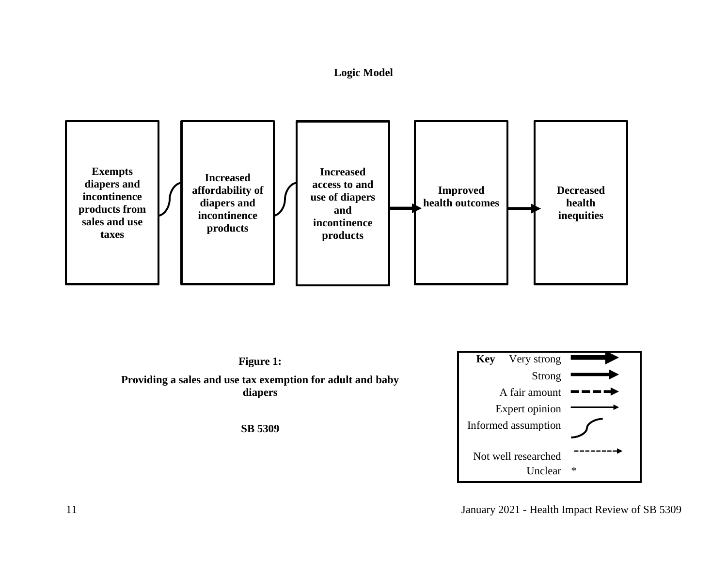**Logic Model**

**Exempts diapers and incontinence products from sales and use taxes**

**Increased affordability of diapers and incontinence products**

**Increased access to and use of diapers and incontinence products**

**Improved health outcomes**

**Decreased health inequities**

**Figure 1:**

**Providing a sales and use tax exemption for adult and baby diapers**

**SB 5309**

**Key**

- Very strong
- Strong
- A fair amount
- Expert opinion
- Informed assumption
- Not well researched
- Unclear *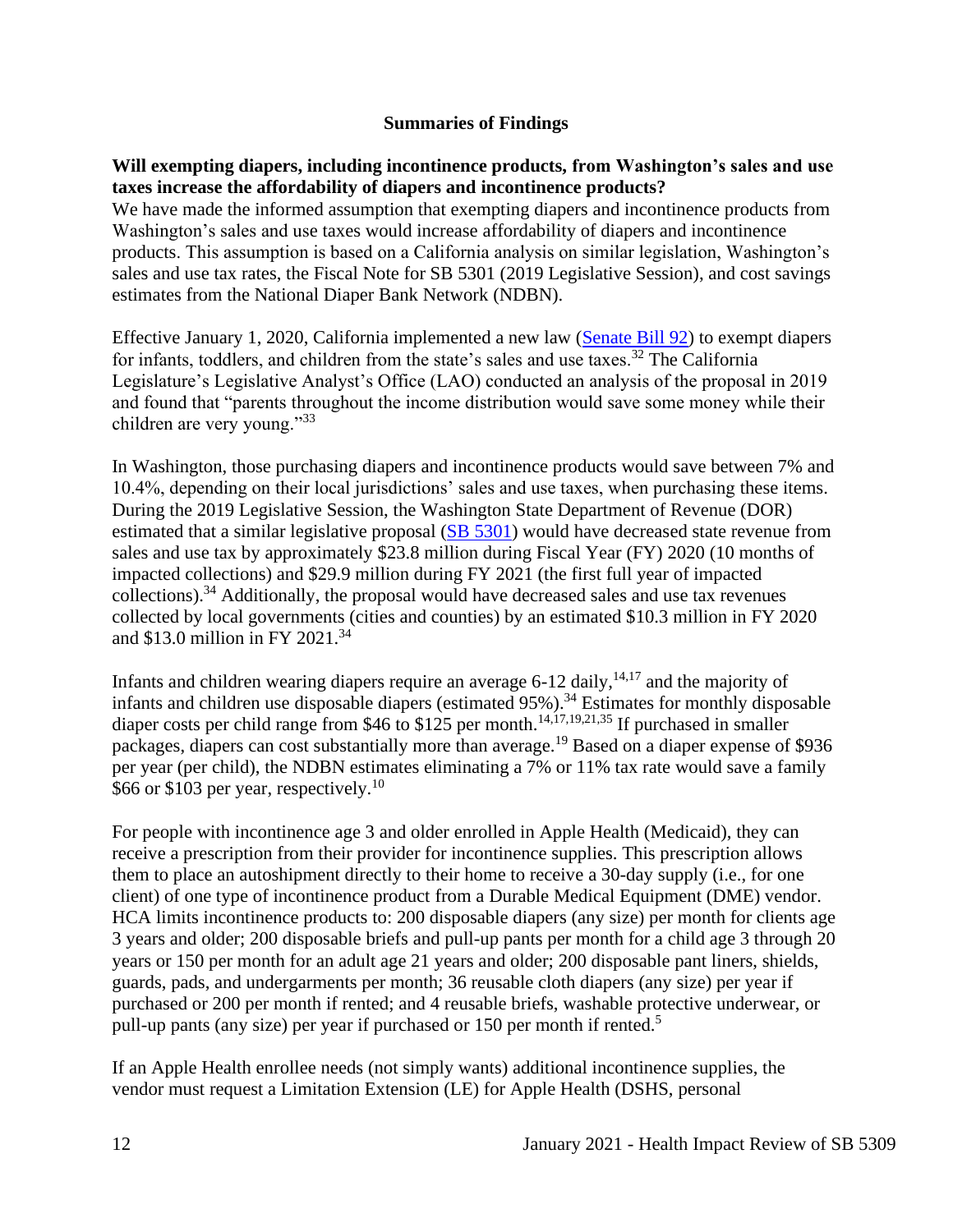## Summaries of Findings

**Will exempting diapers, including incontinence products, from Washington's sales and use taxes increase the affordability of diapers and incontinence products?**

We have made the informed assumption that exempting diapers and incontinence products from Washington's sales and use taxes would increase affordability of diapers and incontinence products. This assumption is based on a California analysis on similar legislation, Washington's sales and use tax rates, the Fiscal Note for SB 5301 (2019 Legislative Session), and cost savings estimates from the National Diaper Bank Network (NDBN).

Effective January 1, 2020, California implemented a new law (Senate Bill 92) to exempt diapers for infants, toddlers, and children from the state's sales and use taxes.[32] The California Legislature's Legislative Analyst's Office (LAO) conducted an analysis of the proposal in 2019 and found that "parents throughout the income distribution would save some money while their children are very young."[33]

In Washington, those purchasing diapers and incontinence products would save between 7% and 10.4%, depending on their local jurisdictions' sales and use taxes, when purchasing these items. During the 2019 Legislative Session, the Washington State Department of Revenue (DOR) estimated that a similar legislative proposal (SB 5301) would have decreased state revenue from sales and use tax by approximately $23.8 million during Fiscal Year (FY) 2020 (10 months of impacted collections) and $29.9 million during FY 2021 (the first full year of impacted collections).[34] Additionally, the proposal would have decreased sales and use tax revenues collected by local governments (cities and counties) by an estimated $10.3 million in FY 2020 and $13.0 million in FY 2021.[34]

Infants and children wearing diapers require an average 6-12 daily,[14,17] and the majority of infants and children use disposable diapers (estimated 95%).[34] Estimates for monthly disposable diaper costs per child range from $46 to $125 per month.[14,17,19,21,35] If purchased in smaller packages, diapers can cost substantially more than average.[19] Based on a diaper expense of $936 per year (per child), the NDBN estimates eliminating a 7% or 11% tax rate would save a family $66 or $103 per year, respectively.[10]

For people with incontinence age 3 and older enrolled in Apple Health (Medicaid), they can receive a prescription from their provider for incontinence supplies. This prescription allows them to place an autoshipment directly to their home to receive a 30-day supply (i.e., for one client) of one type of incontinence product from a Durable Medical Equipment (DME) vendor. HCA limits incontinence products to: 200 disposable diapers (any size) per month for clients age 3 years and older; 200 disposable briefs and pull-up pants per month for a child age 3 through 20 years or 150 per month for an adult age 21 years and older; 200 disposable pant liners, shields, guards, pads, and undergarments per month; 36 reusable cloth diapers (any size) per year if purchased or 200 per month if rented; and 4 reusable briefs, washable protective underwear, or pull-up pants (any size) per year if purchased or 150 per month if rented.[5]

If an Apple Health enrollee needs (not simply wants) additional incontinence supplies, the vendor must request a Limitation Extension (LE) for Apple Health (DSHS, personal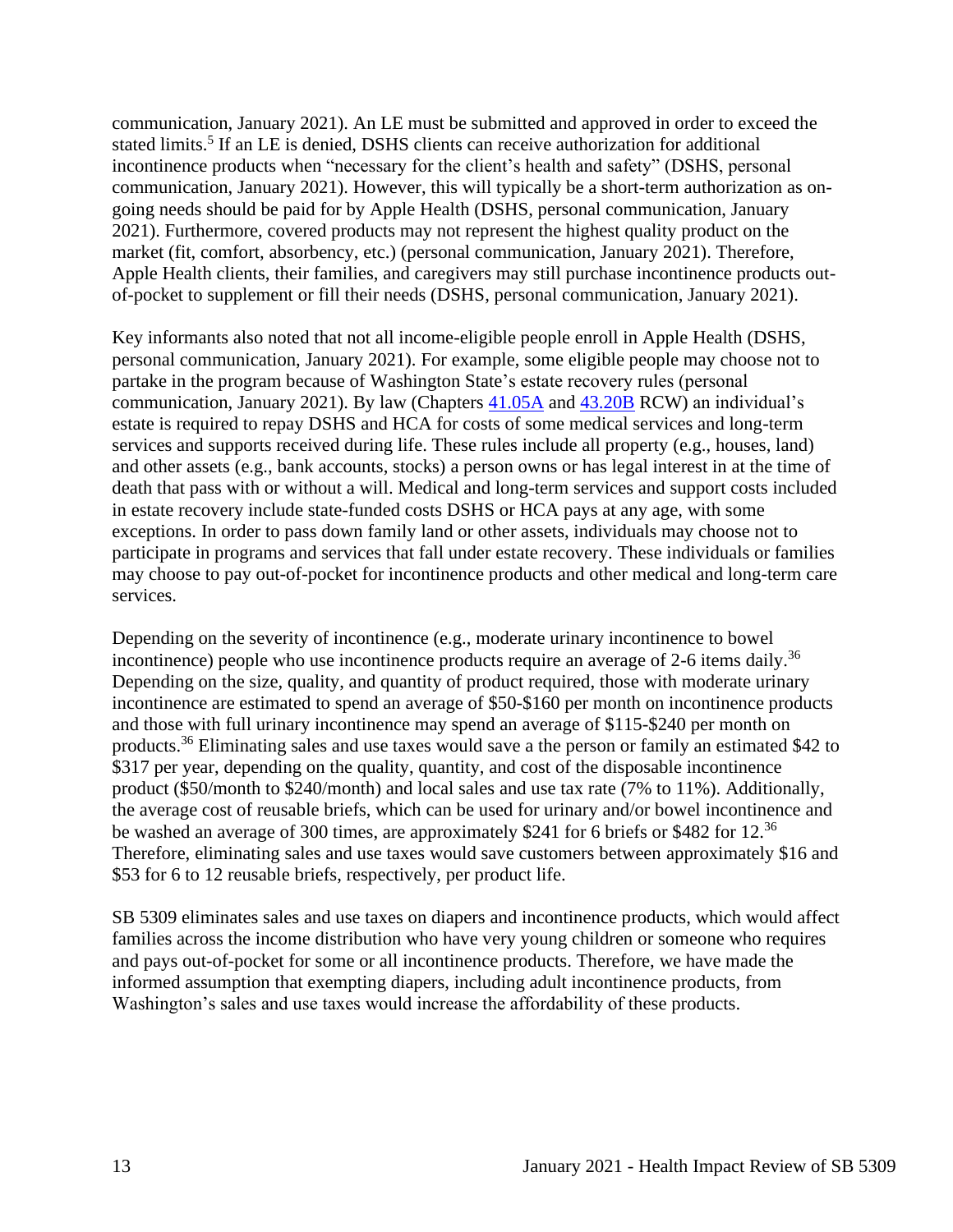communication, January 2021). An LE must be submitted and approved in order to exceed the stated limits.[5] If an LE is denied, DSHS clients can receive authorization for additional incontinence products when "necessary for the client's health and safety" (DSHS, personal communication, January 2021). However, this will typically be a short-term authorization as on-going needs should be paid for by Apple Health (DSHS, personal communication, January 2021). Furthermore, covered products may not represent the highest quality product on the market (fit, comfort, absorbency, etc.) (personal communication, January 2021). Therefore, Apple Health clients, their families, and caregivers may still purchase incontinence products out-of-pocket to supplement or fill their needs (DSHS, personal communication, January 2021).

Key informants also noted that not all income-eligible people enroll in Apple Health (DSHS, personal communication, January 2021). For example, some eligible people may choose not to partake in the program because of Washington State's estate recovery rules (personal communication, January 2021). By law (Chapters 41.05A and 43.20B RCW) an individual's estate is required to repay DSHS and HCA for costs of some medical services and long-term services and supports received during life. These rules include all property (e.g., houses, land) and other assets (e.g., bank accounts, stocks) a person owns or has legal interest in at the time of death that pass with or without a will. Medical and long-term services and support costs included in estate recovery include state-funded costs DSHS or HCA pays at any age, with some exceptions. In order to pass down family land or other assets, individuals may choose not to participate in programs and services that fall under estate recovery. These individuals or families may choose to pay out-of-pocket for incontinence products and other medical and long-term care services.

Depending on the severity of incontinence (e.g., moderate urinary incontinence to bowel incontinence) people who use incontinence products require an average of 2-6 items daily.[36] Depending on the size, quality, and quantity of product required, those with moderate urinary incontinence are estimated to spend an average of $50-$160 per month on incontinence products and those with full urinary incontinence may spend an average of $115-$240 per month on products.[36] Eliminating sales and use taxes would save a the person or family an estimated $42 to $317 per year, depending on the quality, quantity, and cost of the disposable incontinence product ($50/month to $240/month) and local sales and use tax rate (7% to 11%). Additionally, the average cost of reusable briefs, which can be used for urinary and/or bowel incontinence and be washed an average of 300 times, are approximately $241 for 6 briefs or $482 for 12.[36] Therefore, eliminating sales and use taxes would save customers between approximately $16 and $53 for 6 to 12 reusable briefs, respectively, per product life.

SB 5309 eliminates sales and use taxes on diapers and incontinence products, which would affect families across the income distribution who have very young children or someone who requires and pays out-of-pocket for some or all incontinence products. Therefore, we have made the informed assumption that exempting diapers, including adult incontinence products, from Washington's sales and use taxes would increase the affordability of these products.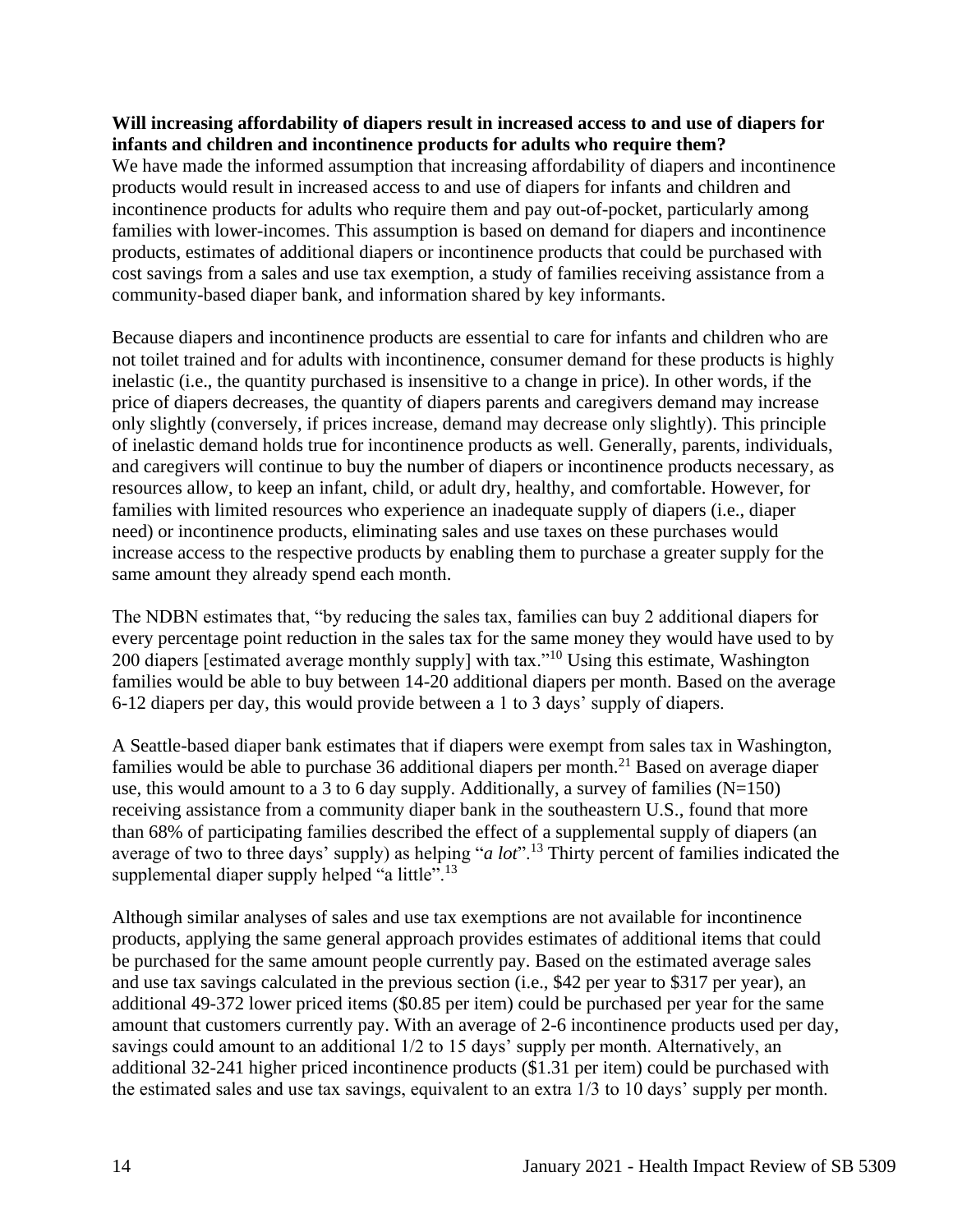**Will increasing affordability of diapers result in increased access to and use of diapers for infants and children and incontinence products for adults who require them?**

We have made the informed assumption that increasing affordability of diapers and incontinence products would result in increased access to and use of diapers for infants and children and incontinence products for adults who require them and pay out-of-pocket, particularly among families with lower-incomes. This assumption is based on demand for diapers and incontinence products, estimates of additional diapers or incontinence products that could be purchased with cost savings from a sales and use tax exemption, a study of families receiving assistance from a community-based diaper bank, and information shared by key informants.

Because diapers and incontinence products are essential to care for infants and children who are not toilet trained and for adults with incontinence, consumer demand for these products is highly inelastic (i.e., the quantity purchased is insensitive to a change in price). In other words, if the price of diapers decreases, the quantity of diapers parents and caregivers demand may increase only slightly (conversely, if prices increase, demand may decrease only slightly). This principle of inelastic demand holds true for incontinence products as well. Generally, parents, individuals, and caregivers will continue to buy the number of diapers or incontinence products necessary, as resources allow, to keep an infant, child, or adult dry, healthy, and comfortable. However, for families with limited resources who experience an inadequate supply of diapers (i.e., diaper need) or incontinence products, eliminating sales and use taxes on these purchases would increase access to the respective products by enabling them to purchase a greater supply for the same amount they already spend each month.

The NDBN estimates that, "by reducing the sales tax, families can buy 2 additional diapers for every percentage point reduction in the sales tax for the same money they would have used to by 200 diapers [estimated average monthly supply] with tax."[10] Using this estimate, Washington families would be able to buy between 14-20 additional diapers per month. Based on the average 6-12 diapers per day, this would provide between a 1 to 3 days' supply of diapers.

A Seattle-based diaper bank estimates that if diapers were exempt from sales tax in Washington, families would be able to purchase 36 additional diapers per month.[21] Based on average diaper use, this would amount to a 3 to 6 day supply. Additionally, a survey of families (N=150) receiving assistance from a community diaper bank in the southeastern U.S., found that more than 68% of participating families described the effect of a supplemental supply of diapers (an average of two to three days' supply) as helping "*a lot*".[13] Thirty percent of families indicated the supplemental diaper supply helped "a little".[13]

Although similar analyses of sales and use tax exemptions are not available for incontinence products, applying the same general approach provides estimates of additional items that could be purchased for the same amount people currently pay. Based on the estimated average sales and use tax savings calculated in the previous section (i.e., $42 per year to $317 per year), an additional 49-372 lower priced items ($0.85 per item) could be purchased per year for the same amount that customers currently pay. With an average of 2-6 incontinence products used per day, savings could amount to an additional 1/2 to 15 days' supply per month. Alternatively, an additional 32-241 higher priced incontinence products ($1.31 per item) could be purchased with the estimated sales and use tax savings, equivalent to an extra 1/3 to 10 days' supply per month.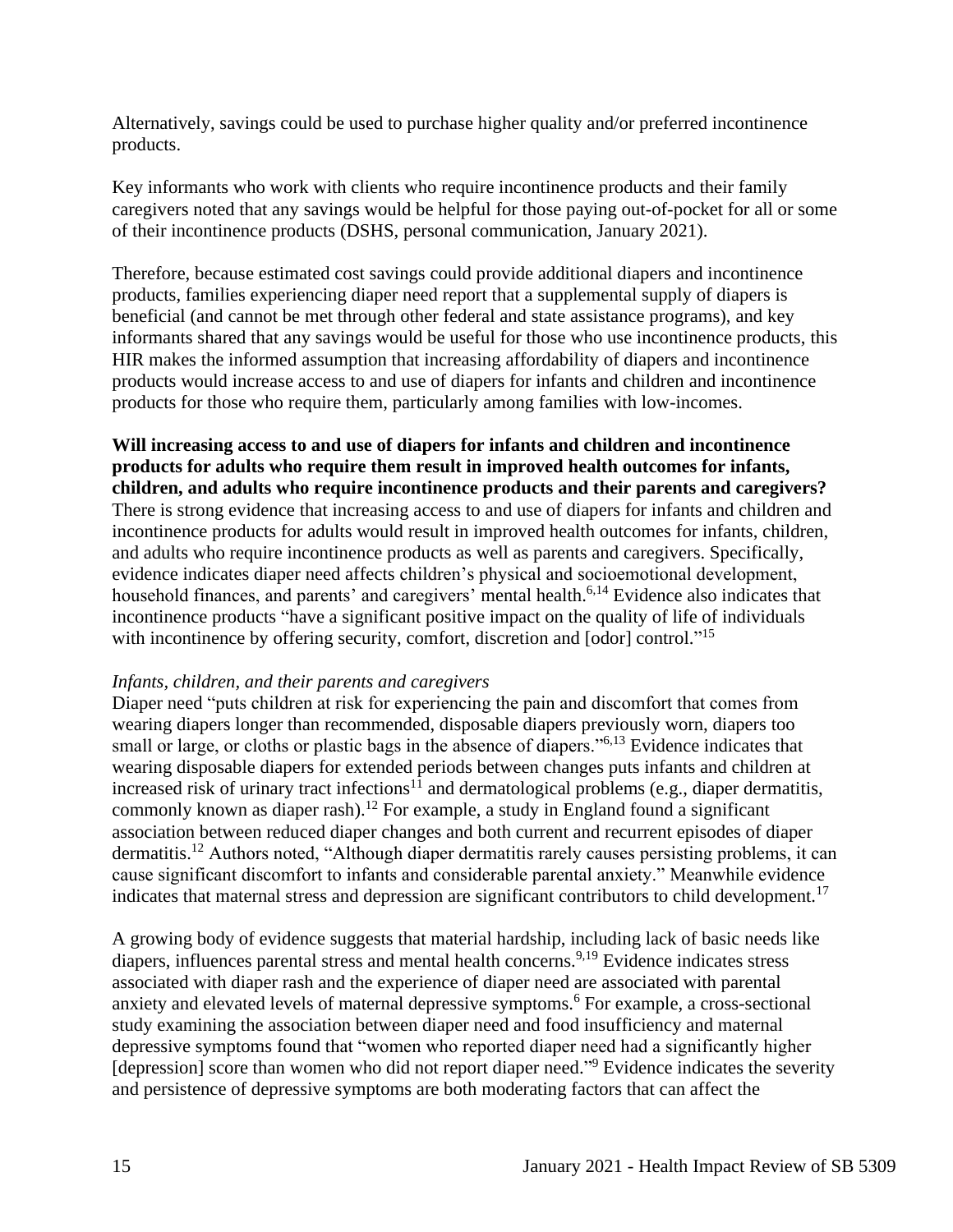Alternatively, savings could be used to purchase higher quality and/or preferred incontinence products.

Key informants who work with clients who require incontinence products and their family caregivers noted that any savings would be helpful for those paying out-of-pocket for all or some of their incontinence products (DSHS, personal communication, January 2021).

Therefore, because estimated cost savings could provide additional diapers and incontinence products, families experiencing diaper need report that a supplemental supply of diapers is beneficial (and cannot be met through other federal and state assistance programs), and key informants shared that any savings would be useful for those who use incontinence products, this HIR makes the informed assumption that increasing affordability of diapers and incontinence products would increase access to and use of diapers for infants and children and incontinence products for those who require them, particularly among families with low-incomes.

**Will increasing access to and use of diapers for infants and children and incontinence products for adults who require them result in improved health outcomes for infants, children, and adults who require incontinence products and their parents and caregivers?**
There is strong evidence that increasing access to and use of diapers for infants and children and incontinence products for adults would result in improved health outcomes for infants, children, and adults who require incontinence products as well as parents and caregivers. Specifically, evidence indicates diaper need affects children's physical and socioemotional development, household finances, and parents' and caregivers' mental health.[6,14] Evidence also indicates that incontinence products "have a significant positive impact on the quality of life of individuals with incontinence by offering security, comfort, discretion and [odor] control."[15]

*Infants, children, and their parents and caregivers*
Diaper need "puts children at risk for experiencing the pain and discomfort that comes from wearing diapers longer than recommended, disposable diapers previously worn, diapers too small or large, or cloths or plastic bags in the absence of diapers."[6,13] Evidence indicates that wearing disposable diapers for extended periods between changes puts infants and children at increased risk of urinary tract infections[11] and dermatological problems (e.g., diaper dermatitis, commonly known as diaper rash).[12] For example, a study in England found a significant association between reduced diaper changes and both current and recurrent episodes of diaper dermatitis.[12] Authors noted, "Although diaper dermatitis rarely causes persisting problems, it can cause significant discomfort to infants and considerable parental anxiety." Meanwhile evidence indicates that maternal stress and depression are significant contributors to child development.[17]

A growing body of evidence suggests that material hardship, including lack of basic needs like diapers, influences parental stress and mental health concerns.[9,19] Evidence indicates stress associated with diaper rash and the experience of diaper need are associated with parental anxiety and elevated levels of maternal depressive symptoms.[6] For example, a cross-sectional study examining the association between diaper need and food insufficiency and maternal depressive symptoms found that "women who reported diaper need had a significantly higher [depression] score than women who did not report diaper need."[9] Evidence indicates the severity and persistence of depressive symptoms are both moderating factors that can affect the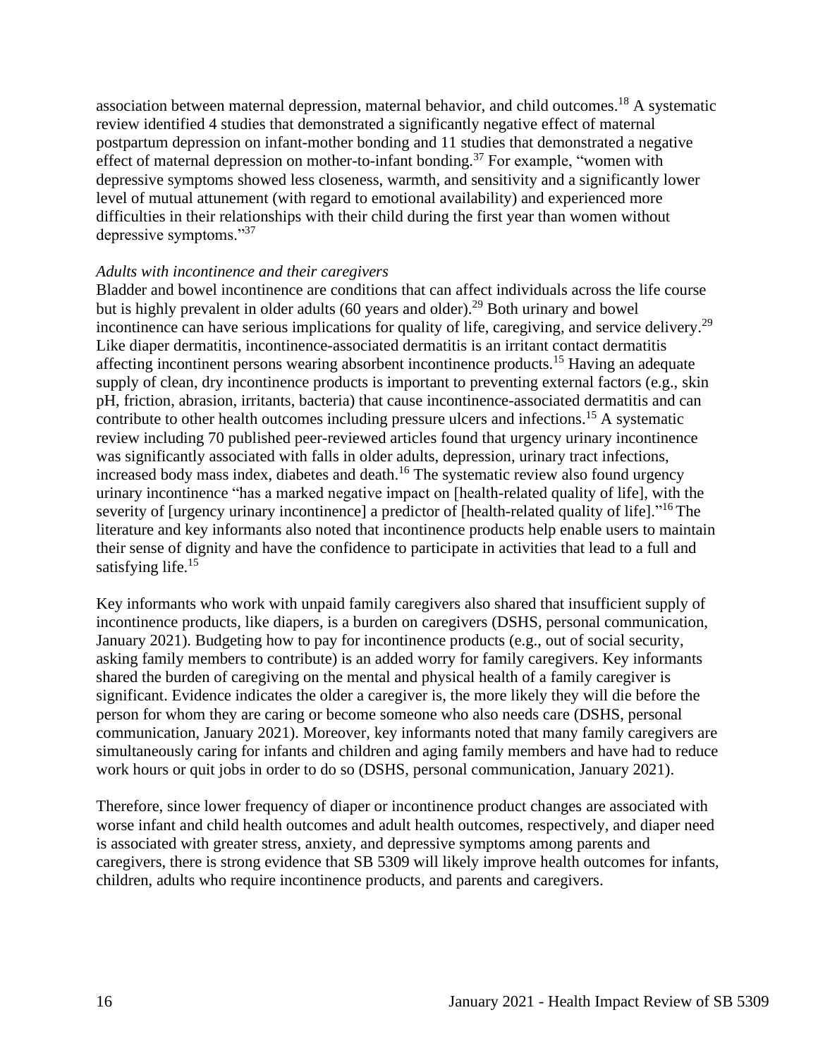association between maternal depression, maternal behavior, and child outcomes.[18] A systematic review identified 4 studies that demonstrated a significantly negative effect of maternal postpartum depression on infant-mother bonding and 11 studies that demonstrated a negative effect of maternal depression on mother-to-infant bonding.[37] For example, "women with depressive symptoms showed less closeness, warmth, and sensitivity and a significantly lower level of mutual attunement (with regard to emotional availability) and experienced more difficulties in their relationships with their child during the first year than women without depressive symptoms."[37]

*Adults with incontinence and their caregivers*

Bladder and bowel incontinence are conditions that can affect individuals across the life course but is highly prevalent in older adults (60 years and older).[29] Both urinary and bowel incontinence can have serious implications for quality of life, caregiving, and service delivery.[29] Like diaper dermatitis, incontinence-associated dermatitis is an irritant contact dermatitis affecting incontinent persons wearing absorbent incontinence products.[15] Having an adequate supply of clean, dry incontinence products is important to preventing external factors (e.g., skin pH, friction, abrasion, irritants, bacteria) that cause incontinence-associated dermatitis and can contribute to other health outcomes including pressure ulcers and infections.[15] A systematic review including 70 published peer-reviewed articles found that urgency urinary incontinence was significantly associated with falls in older adults, depression, urinary tract infections, increased body mass index, diabetes and death.[16] The systematic review also found urgency urinary incontinence "has a marked negative impact on [health-related quality of life], with the severity of [urgency urinary incontinence] a predictor of [health-related quality of life]."[16] The literature and key informants also noted that incontinence products help enable users to maintain their sense of dignity and have the confidence to participate in activities that lead to a full and satisfying life.[15]

Key informants who work with unpaid family caregivers also shared that insufficient supply of incontinence products, like diapers, is a burden on caregivers (DSHS, personal communication, January 2021). Budgeting how to pay for incontinence products (e.g., out of social security, asking family members to contribute) is an added worry for family caregivers. Key informants shared the burden of caregiving on the mental and physical health of a family caregiver is significant. Evidence indicates the older a caregiver is, the more likely they will die before the person for whom they are caring or become someone who also needs care (DSHS, personal communication, January 2021). Moreover, key informants noted that many family caregivers are simultaneously caring for infants and children and aging family members and have had to reduce work hours or quit jobs in order to do so (DSHS, personal communication, January 2021).

Therefore, since lower frequency of diaper or incontinence product changes are associated with worse infant and child health outcomes and adult health outcomes, respectively, and diaper need is associated with greater stress, anxiety, and depressive symptoms among parents and caregivers, there is strong evidence that SB 5309 will likely improve health outcomes for infants, children, adults who require incontinence products, and parents and caregivers.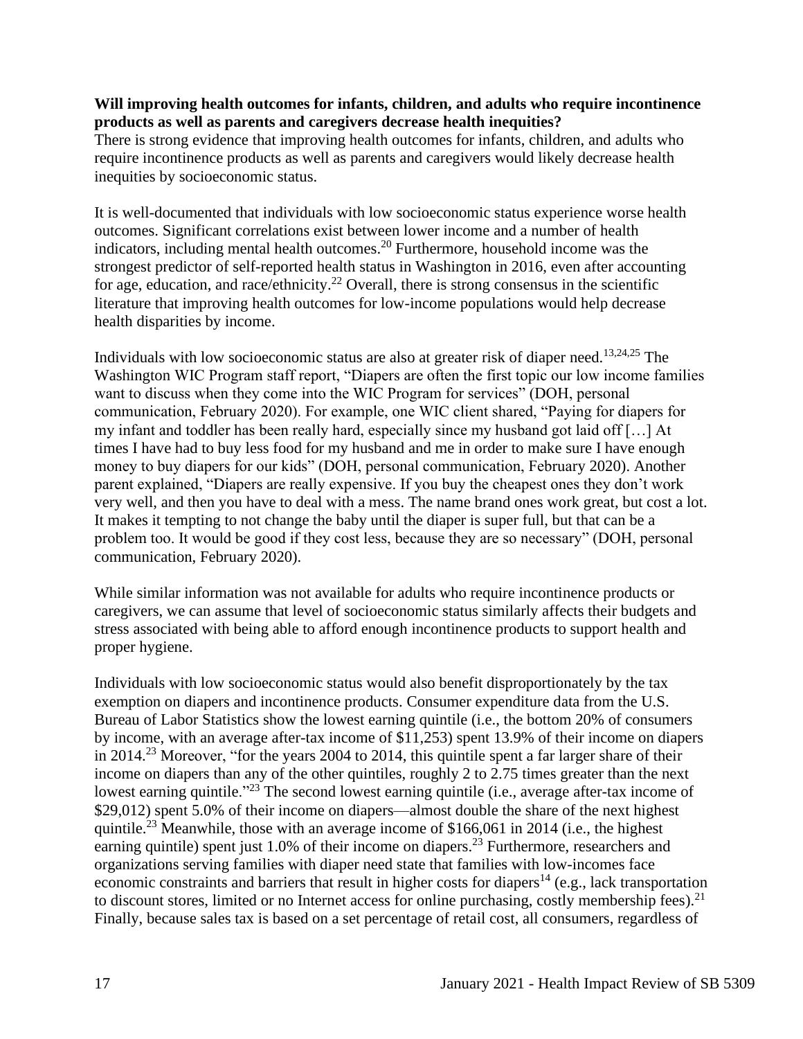**Will improving health outcomes for infants, children, and adults who require incontinence products as well as parents and caregivers decrease health inequities?**

There is strong evidence that improving health outcomes for infants, children, and adults who require incontinence products as well as parents and caregivers would likely decrease health inequities by socioeconomic status.

It is well-documented that individuals with low socioeconomic status experience worse health outcomes. Significant correlations exist between lower income and a number of health indicators, including mental health outcomes.[20] Furthermore, household income was the strongest predictor of self-reported health status in Washington in 2016, even after accounting for age, education, and race/ethnicity.[22] Overall, there is strong consensus in the scientific literature that improving health outcomes for low-income populations would help decrease health disparities by income.

Individuals with low socioeconomic status are also at greater risk of diaper need.[13,24,25] The Washington WIC Program staff report, "Diapers are often the first topic our low income families want to discuss when they come into the WIC Program for services" (DOH, personal communication, February 2020). For example, one WIC client shared, "Paying for diapers for my infant and toddler has been really hard, especially since my husband got laid off […] At times I have had to buy less food for my husband and me in order to make sure I have enough money to buy diapers for our kids" (DOH, personal communication, February 2020). Another parent explained, "Diapers are really expensive. If you buy the cheapest ones they don't work very well, and then you have to deal with a mess. The name brand ones work great, but cost a lot. It makes it tempting to not change the baby until the diaper is super full, but that can be a problem too. It would be good if they cost less, because they are so necessary" (DOH, personal communication, February 2020).

While similar information was not available for adults who require incontinence products or caregivers, we can assume that level of socioeconomic status similarly affects their budgets and stress associated with being able to afford enough incontinence products to support health and proper hygiene.

Individuals with low socioeconomic status would also benefit disproportionately by the tax exemption on diapers and incontinence products. Consumer expenditure data from the U.S. Bureau of Labor Statistics show the lowest earning quintile (i.e., the bottom 20% of consumers by income, with an average after-tax income of $11,253) spent 13.9% of their income on diapers in 2014.[23] Moreover, "for the years 2004 to 2014, this quintile spent a far larger share of their income on diapers than any of the other quintiles, roughly 2 to 2.75 times greater than the next lowest earning quintile."[23] The second lowest earning quintile (i.e., average after-tax income of $29,012) spent 5.0% of their income on diapers—almost double the share of the next highest quintile.[23] Meanwhile, those with an average income of $166,061 in 2014 (i.e., the highest earning quintile) spent just 1.0% of their income on diapers.[23] Furthermore, researchers and organizations serving families with diaper need state that families with low-incomes face economic constraints and barriers that result in higher costs for diapers[14] (e.g., lack transportation to discount stores, limited or no Internet access for online purchasing, costly membership fees).[21] Finally, because sales tax is based on a set percentage of retail cost, all consumers, regardless of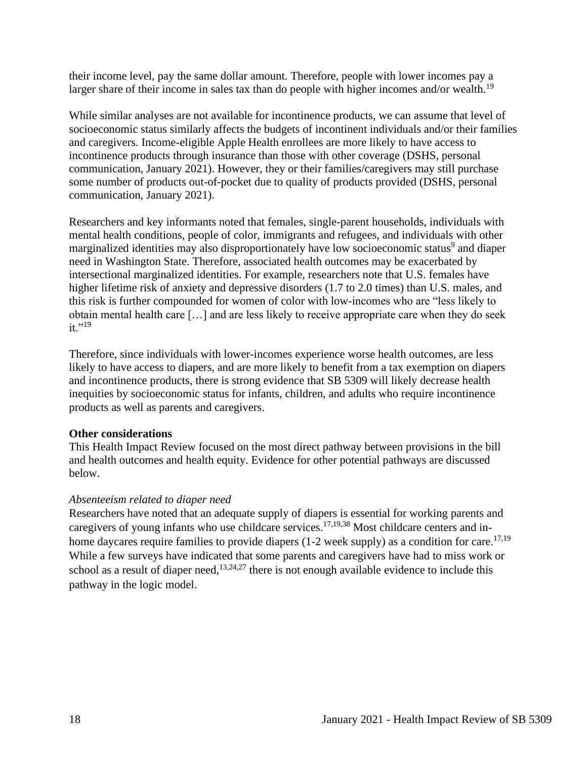their income level, pay the same dollar amount. Therefore, people with lower incomes pay a larger share of their income in sales tax than do people with higher incomes and/or wealth.[19]

While similar analyses are not available for incontinence products, we can assume that level of socioeconomic status similarly affects the budgets of incontinent individuals and/or their families and caregivers. Income-eligible Apple Health enrollees are more likely to have access to incontinence products through insurance than those with other coverage (DSHS, personal communication, January 2021). However, they or their families/caregivers may still purchase some number of products out-of-pocket due to quality of products provided (DSHS, personal communication, January 2021).

Researchers and key informants noted that females, single-parent households, individuals with mental health conditions, people of color, immigrants and refugees, and individuals with other marginalized identities may also disproportionately have low socioeconomic status[9] and diaper need in Washington State. Therefore, associated health outcomes may be exacerbated by intersectional marginalized identities. For example, researchers note that U.S. females have higher lifetime risk of anxiety and depressive disorders (1.7 to 2.0 times) than U.S. males, and this risk is further compounded for women of color with low-incomes who are "less likely to obtain mental health care […] and are less likely to receive appropriate care when they do seek it."[19]

Therefore, since individuals with lower-incomes experience worse health outcomes, are less likely to have access to diapers, and are more likely to benefit from a tax exemption on diapers and incontinence products, there is strong evidence that SB 5309 will likely decrease health inequities by socioeconomic status for infants, children, and adults who require incontinence products as well as parents and caregivers.

**Other considerations**

This Health Impact Review focused on the most direct pathway between provisions in the bill and health outcomes and health equity. Evidence for other potential pathways are discussed below.

*Absenteeism related to diaper need*

Researchers have noted that an adequate supply of diapers is essential for working parents and caregivers of young infants who use childcare services.[17,19,38] Most childcare centers and in-home daycares require families to provide diapers (1-2 week supply) as a condition for care.[17,19] While a few surveys have indicated that some parents and caregivers have had to miss work or school as a result of diaper need,[13,24,27] there is not enough available evidence to include this pathway in the logic model.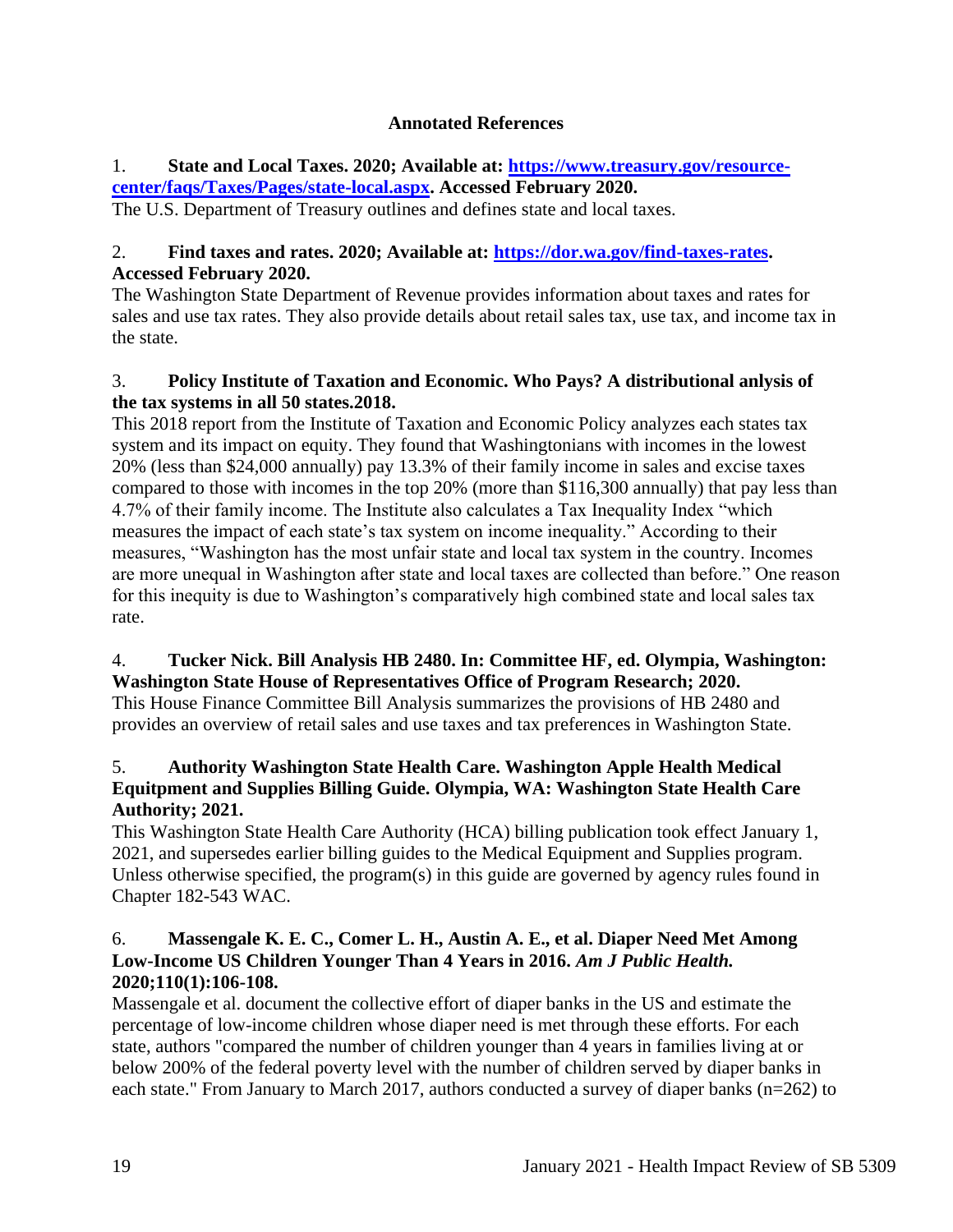**Annotated References**

1. **State and Local Taxes. 2020; Available at: [https://www.treasury.gov/resource-center/faqs/Taxes/Pages/state-local.aspx](https://www.treasury.gov/resource-center/faqs/Taxes/Pages/state-local.aspx). Accessed February 2020.**
The U.S. Department of Treasury outlines and defines state and local taxes.

2. **Find taxes and rates. 2020; Available at: [https://dor.wa.gov/find-taxes-rates](https://dor.wa.gov/find-taxes-rates). Accessed February 2020.**
The Washington State Department of Revenue provides information about taxes and rates for sales and use tax rates. They also provide details about retail sales tax, use tax, and income tax in the state.

3. **Policy Institute of Taxation and Economic. Who Pays? A distributional anlysis of the tax systems in all 50 states.2018.**
This 2018 report from the Institute of Taxation and Economic Policy analyzes each states tax system and its impact on equity. They found that Washingtonians with incomes in the lowest 20% (less than $24,000 annually) pay 13.3% of their family income in sales and excise taxes compared to those with incomes in the top 20% (more than $116,300 annually) that pay less than 4.7% of their family income. The Institute also calculates a Tax Inequality Index "which measures the impact of each state's tax system on income inequality." According to their measures, "Washington has the most unfair state and local tax system in the country. Incomes are more unequal in Washington after state and local taxes are collected than before." One reason for this inequity is due to Washington's comparatively high combined state and local sales tax rate.

4. **Tucker Nick. Bill Analysis HB 2480. In: Committee HF, ed. Olympia, Washington: Washington State House of Representatives Office of Program Research; 2020.**
This House Finance Committee Bill Analysis summarizes the provisions of HB 2480 and provides an overview of retail sales and use taxes and tax preferences in Washington State.

5. **Authority Washington State Health Care. Washington Apple Health Medical Equitpment and Supplies Billing Guide. Olympia, WA: Washington State Health Care Authority; 2021.**
This Washington State Health Care Authority (HCA) billing publication took effect January 1, 2021, and supersedes earlier billing guides to the Medical Equipment and Supplies program. Unless otherwise specified, the program(s) in this guide are governed by agency rules found in Chapter 182-543 WAC.

6. **Massengale K. E. C., Comer L. H., Austin A. E., et al. Diaper Need Met Among Low-Income US Children Younger Than 4 Years in 2016. *Am J Public Health.* 2020;110(1):106-108.**
Massengale et al. document the collective effort of diaper banks in the US and estimate the percentage of low-income children whose diaper need is met through these efforts. For each state, authors "compared the number of children younger than 4 years in families living at or below 200% of the federal poverty level with the number of children served by diaper banks in each state." From January to March 2017, authors conducted a survey of diaper banks (n=262) to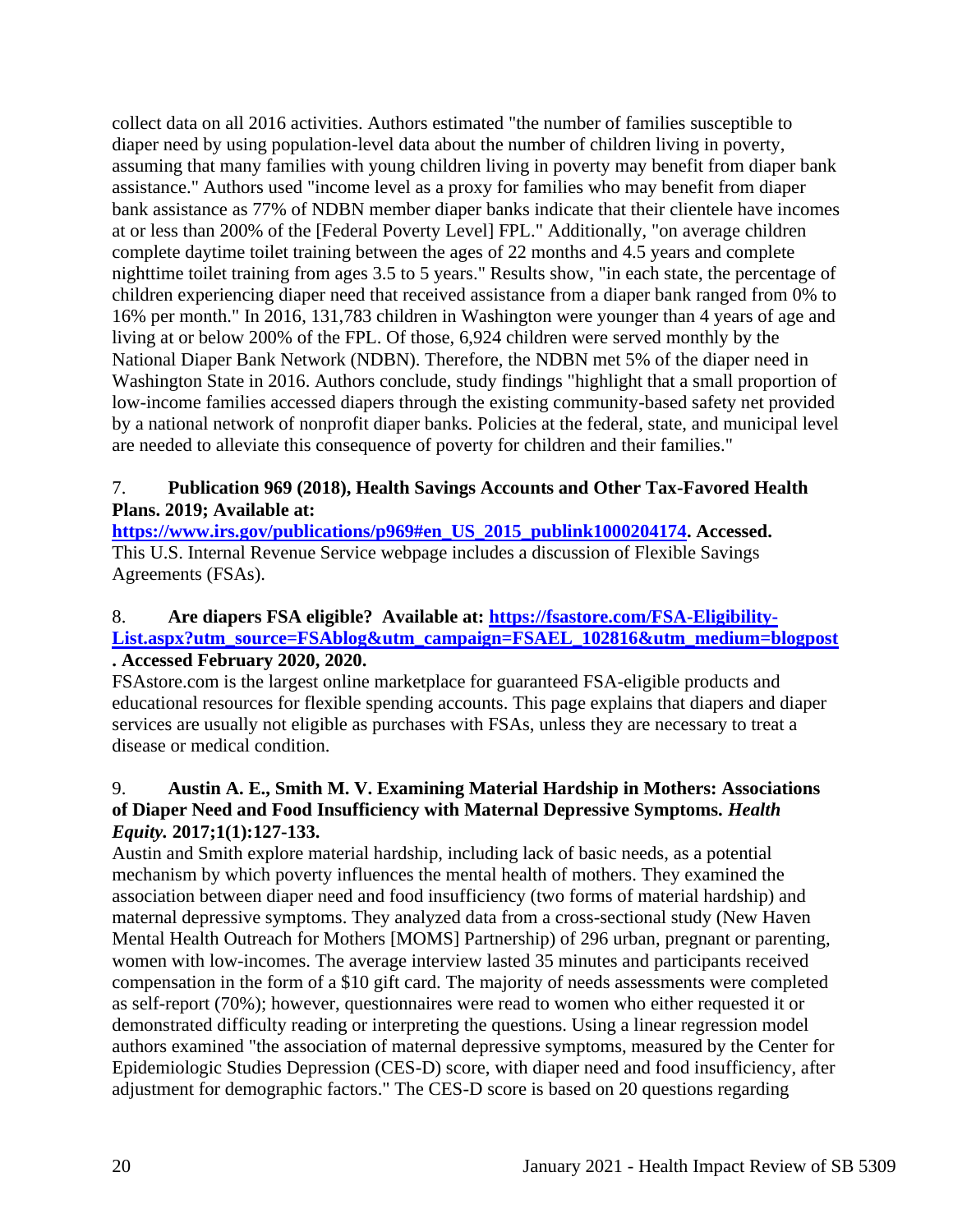collect data on all 2016 activities. Authors estimated "the number of families susceptible to diaper need by using population-level data about the number of children living in poverty, assuming that many families with young children living in poverty may benefit from diaper bank assistance." Authors used "income level as a proxy for families who may benefit from diaper bank assistance as 77% of NDBN member diaper banks indicate that their clientele have incomes at or less than 200% of the [Federal Poverty Level] FPL." Additionally, "on average children complete daytime toilet training between the ages of 22 months and 4.5 years and complete nighttime toilet training from ages 3.5 to 5 years." Results show, "in each state, the percentage of children experiencing diaper need that received assistance from a diaper bank ranged from 0% to 16% per month." In 2016, 131,783 children in Washington were younger than 4 years of age and living at or below 200% of the FPL. Of those, 6,924 children were served monthly by the National Diaper Bank Network (NDBN). Therefore, the NDBN met 5% of the diaper need in Washington State in 2016. Authors conclude, study findings "highlight that a small proportion of low-income families accessed diapers through the existing community-based safety net provided by a national network of nonprofit diaper banks. Policies at the federal, state, and municipal level are needed to alleviate this consequence of poverty for children and their families."

7. **Publication 969 (2018), Health Savings Accounts and Other Tax-Favored Health Plans. 2019; Available at: [https://www.irs.gov/publications/p969#en_US_2015_publink1000204174](https://www.irs.gov/publications/p969#en_US_2015_publink1000204174). Accessed.**
This U.S. Internal Revenue Service webpage includes a discussion of Flexible Savings Agreements (FSAs).

8. **Are diapers FSA eligible? Available at: [https://fsastore.com/FSA-Eligibility-List.aspx?utm_source=FSAblog&utm_campaign=FSAEL_102816&utm_medium=blogpost](https://fsastore.com/FSA-Eligibility-List.aspx?utm_source=FSAblog&utm_campaign=FSAEL_102816&utm_medium=blogpost). Accessed February 2020, 2020.**
FSAstore.com is the largest online marketplace for guaranteed FSA-eligible products and educational resources for flexible spending accounts. This page explains that diapers and diaper services are usually not eligible as purchases with FSAs, unless they are necessary to treat a disease or medical condition.

9. **Austin A. E., Smith M. V. Examining Material Hardship in Mothers: Associations of Diaper Need and Food Insufficiency with Maternal Depressive Symptoms. *Health Equity.* 2017;1(1):127-133.**
Austin and Smith explore material hardship, including lack of basic needs, as a potential mechanism by which poverty influences the mental health of mothers. They examined the association between diaper need and food insufficiency (two forms of material hardship) and maternal depressive symptoms. They analyzed data from a cross-sectional study (New Haven Mental Health Outreach for Mothers [MOMS] Partnership) of 296 urban, pregnant or parenting, women with low-incomes. The average interview lasted 35 minutes and participants received compensation in the form of a $10 gift card. The majority of needs assessments were completed as self-report (70%); however, questionnaires were read to women who either requested it or demonstrated difficulty reading or interpreting the questions. Using a linear regression model authors examined "the association of maternal depressive symptoms, measured by the Center for Epidemiologic Studies Depression (CES-D) score, with diaper need and food insufficiency, after adjustment for demographic factors." The CES-D score is based on 20 questions regarding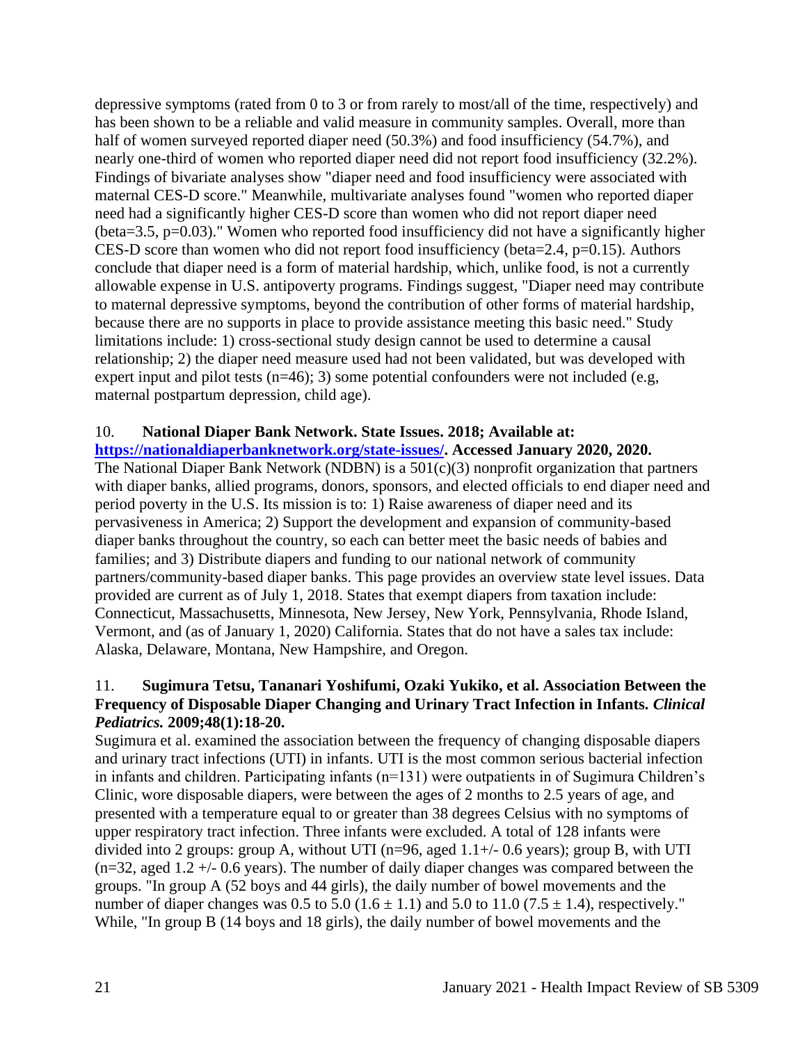depressive symptoms (rated from 0 to 3 or from rarely to most/all of the time, respectively) and has been shown to be a reliable and valid measure in community samples. Overall, more than half of women surveyed reported diaper need (50.3%) and food insufficiency (54.7%), and nearly one-third of women who reported diaper need did not report food insufficiency (32.2%). Findings of bivariate analyses show "diaper need and food insufficiency were associated with maternal CES-D score." Meanwhile, multivariate analyses found "women who reported diaper need had a significantly higher CES-D score than women who did not report diaper need (beta=3.5, p=0.03)." Women who reported food insufficiency did not have a significantly higher CES-D score than women who did not report food insufficiency (beta=2.4, p=0.15). Authors conclude that diaper need is a form of material hardship, which, unlike food, is not a currently allowable expense in U.S. antipoverty programs. Findings suggest, "Diaper need may contribute to maternal depressive symptoms, beyond the contribution of other forms of material hardship, because there are no supports in place to provide assistance meeting this basic need." Study limitations include: 1) cross-sectional study design cannot be used to determine a causal relationship; 2) the diaper need measure used had not been validated, but was developed with expert input and pilot tests (n=46); 3) some potential confounders were not included (e.g, maternal postpartum depression, child age).

10. **National Diaper Bank Network. State Issues. 2018; Available at: [https://nationaldiaperbanknetwork.org/state-issues/](https://nationaldiaperbanknetwork.org/state-issues/). Accessed January 2020, 2020.**
The National Diaper Bank Network (NDBN) is a 501(c)(3) nonprofit organization that partners with diaper banks, allied programs, donors, sponsors, and elected officials to end diaper need and period poverty in the U.S. Its mission is to: 1) Raise awareness of diaper need and its pervasiveness in America; 2) Support the development and expansion of community-based diaper banks throughout the country, so each can better meet the basic needs of babies and families; and 3) Distribute diapers and funding to our national network of community partners/community-based diaper banks. This page provides an overview state level issues. Data provided are current as of July 1, 2018. States that exempt diapers from taxation include: Connecticut, Massachusetts, Minnesota, New Jersey, New York, Pennsylvania, Rhode Island, Vermont, and (as of January 1, 2020) California. States that do not have a sales tax include: Alaska, Delaware, Montana, New Hampshire, and Oregon.

11. **Sugimura Tetsu, Tananari Yoshifumi, Ozaki Yukiko, et al. Association Between the Frequency of Disposable Diaper Changing and Urinary Tract Infection in Infants. *Clinical Pediatrics.* 2009;48(1):18-20.**
Sugimura et al. examined the association between the frequency of changing disposable diapers and urinary tract infections (UTI) in infants. UTI is the most common serious bacterial infection in infants and children. Participating infants (n=131) were outpatients in of Sugimura Children's Clinic, wore disposable diapers, were between the ages of 2 months to 2.5 years of age, and presented with a temperature equal to or greater than 38 degrees Celsius with no symptoms of upper respiratory tract infection. Three infants were excluded. A total of 128 infants were divided into 2 groups: group A, without UTI (n=96, aged 1.1+/- 0.6 years); group B, with UTI (n=32, aged 1.2 +/- 0.6 years). The number of daily diaper changes was compared between the groups. "In group A (52 boys and 44 girls), the daily number of bowel movements and the number of diaper changes was 0.5 to 5.0 ($1.6 \pm 1.1$) and 5.0 to 11.0 ($7.5 \pm 1.4$), respectively." While, "In group B (14 boys and 18 girls), the daily number of bowel movements and the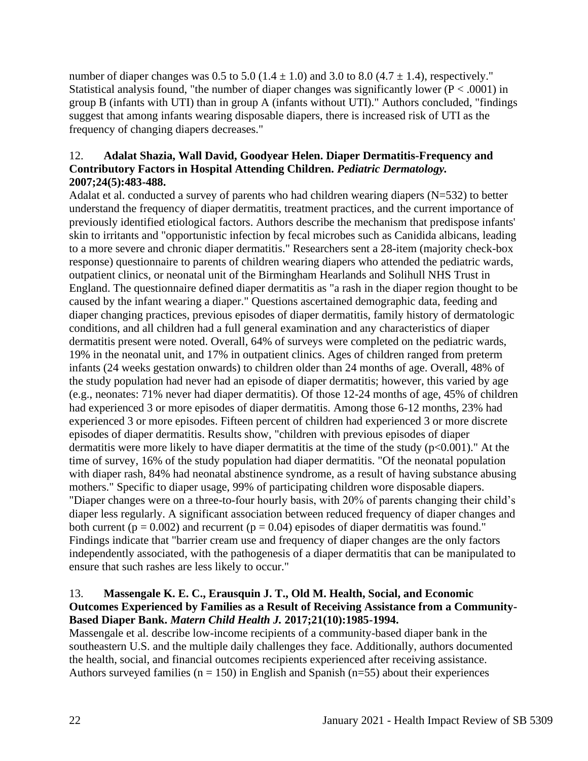number of diaper changes was 0.5 to 5.0 ($1.4 \pm 1.0$) and 3.0 to 8.0 ($4.7 \pm 1.4$), respectively." Statistical analysis found, "the number of diaper changes was significantly lower ($P < .0001$) in group B (infants with UTI) than in group A (infants without UTI)." Authors concluded, "findings suggest that among infants wearing disposable diapers, there is increased risk of UTI as the frequency of changing diapers decreases."

12. **Adalat Shazia, Wall David, Goodyear Helen. Diaper Dermatitis-Frequency and Contributory Factors in Hospital Attending Children.** ***Pediatric Dermatology.*** **2007;24(5):483-488.**

Adalat et al. conducted a survey of parents who had children wearing diapers (N=532) to better understand the frequency of diaper dermatitis, treatment practices, and the current importance of previously identified etiological factors. Authors describe the mechanism that predispose infants' skin to irritants and "opportunistic infection by fecal microbes such as Canidida albicans, leading to a more severe and chronic diaper dermatitis." Researchers sent a 28-item (majority check-box response) questionnaire to parents of children wearing diapers who attended the pediatric wards, outpatient clinics, or neonatal unit of the Birmingham Hearlands and Solihull NHS Trust in England. The questionnaire defined diaper dermatitis as "a rash in the diaper region thought to be caused by the infant wearing a diaper." Questions ascertained demographic data, feeding and diaper changing practices, previous episodes of diaper dermatitis, family history of dermatologic conditions, and all children had a full general examination and any characteristics of diaper dermatitis present were noted. Overall, 64% of surveys were completed on the pediatric wards, 19% in the neonatal unit, and 17% in outpatient clinics. Ages of children ranged from preterm infants (24 weeks gestation onwards) to children older than 24 months of age. Overall, 48% of the study population had never had an episode of diaper dermatitis; however, this varied by age (e.g., neonates: 71% never had diaper dermatitis). Of those 12-24 months of age, 45% of children had experienced 3 or more episodes of diaper dermatitis. Among those 6-12 months, 23% had experienced 3 or more episodes. Fifteen percent of children had experienced 3 or more discrete episodes of diaper dermatitis. Results show, "children with previous episodes of diaper dermatitis were more likely to have diaper dermatitis at the time of the study ($p<0.001$)." At the time of survey, 16% of the study population had diaper dermatitis. "Of the neonatal population with diaper rash, 84% had neonatal abstinence syndrome, as a result of having substance abusing mothers." Specific to diaper usage, 99% of participating children wore disposable diapers. "Diaper changes were on a three-to-four hourly basis, with 20% of parents changing their child's diaper less regularly. A significant association between reduced frequency of diaper changes and both current ($p = 0.002$) and recurrent ($p = 0.04$) episodes of diaper dermatitis was found." Findings indicate that "barrier cream use and frequency of diaper changes are the only factors independently associated, with the pathogenesis of a diaper dermatitis that can be manipulated to ensure that such rashes are less likely to occur."

13. **Massengale K. E. C., Erausquin J. T., Old M. Health, Social, and Economic Outcomes Experienced by Families as a Result of Receiving Assistance from a Community-Based Diaper Bank.** ***Matern Child Health J.*** **2017;21(10):1985-1994.**

Massengale et al. describe low-income recipients of a community-based diaper bank in the southeastern U.S. and the multiple daily challenges they face. Additionally, authors documented the health, social, and financial outcomes recipients experienced after receiving assistance. Authors surveyed families ($n = 150$) in English and Spanish (n=55) about their experiences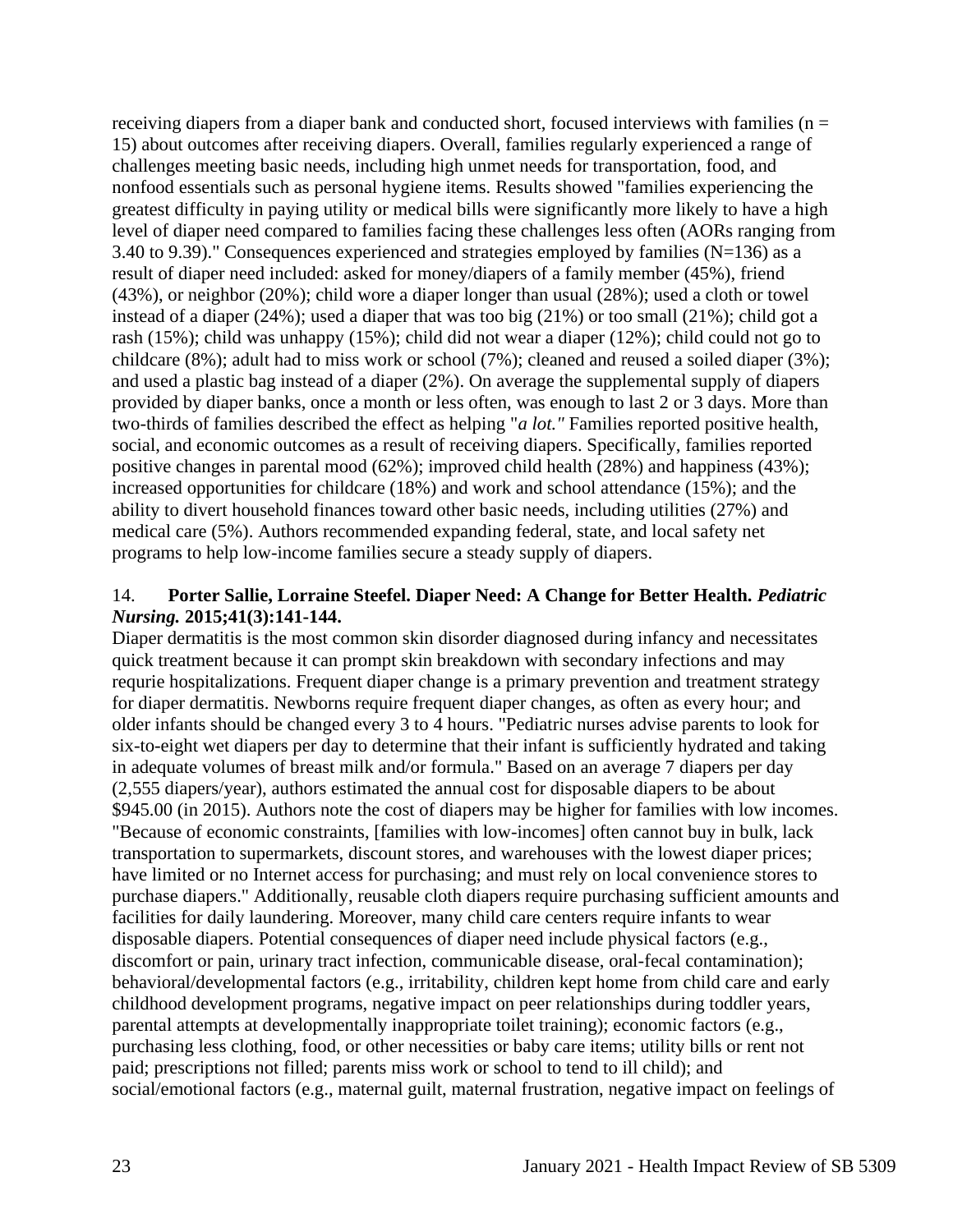receiving diapers from a diaper bank and conducted short, focused interviews with families (n = 15) about outcomes after receiving diapers. Overall, families regularly experienced a range of challenges meeting basic needs, including high unmet needs for transportation, food, and nonfood essentials such as personal hygiene items. Results showed "families experiencing the greatest difficulty in paying utility or medical bills were significantly more likely to have a high level of diaper need compared to families facing these challenges less often (AORs ranging from 3.40 to 9.39)." Consequences experienced and strategies employed by families (N=136) as a result of diaper need included: asked for money/diapers of a family member (45%), friend (43%), or neighbor (20%); child wore a diaper longer than usual (28%); used a cloth or towel instead of a diaper (24%); used a diaper that was too big (21%) or too small (21%); child got a rash (15%); child was unhappy (15%); child did not wear a diaper (12%); child could not go to childcare (8%); adult had to miss work or school (7%); cleaned and reused a soiled diaper (3%); and used a plastic bag instead of a diaper (2%). On average the supplemental supply of diapers provided by diaper banks, once a month or less often, was enough to last 2 or 3 days. More than two-thirds of families described the effect as helping "*a lot."* Families reported positive health, social, and economic outcomes as a result of receiving diapers. Specifically, families reported positive changes in parental mood (62%); improved child health (28%) and happiness (43%); increased opportunities for childcare (18%) and work and school attendance (15%); and the ability to divert household finances toward other basic needs, including utilities (27%) and medical care (5%). Authors recommended expanding federal, state, and local safety net programs to help low-income families secure a steady supply of diapers.

14. **Porter Sallie, Lorraine Steefel. Diaper Need: A Change for Better Health. *Pediatric Nursing.* 2015;41(3):141-144.**

Diaper dermatitis is the most common skin disorder diagnosed during infancy and necessitates quick treatment because it can prompt skin breakdown with secondary infections and may requrie hospitalizations. Frequent diaper change is a primary prevention and treatment strategy for diaper dermatitis. Newborns require frequent diaper changes, as often as every hour; and older infants should be changed every 3 to 4 hours. "Pediatric nurses advise parents to look for six-to-eight wet diapers per day to determine that their infant is sufficiently hydrated and taking in adequate volumes of breast milk and/or formula." Based on an average 7 diapers per day (2,555 diapers/year), authors estimated the annual cost for disposable diapers to be about $945.00 (in 2015). Authors note the cost of diapers may be higher for families with low incomes. "Because of economic constraints, [families with low-incomes] often cannot buy in bulk, lack transportation to supermarkets, discount stores, and warehouses with the lowest diaper prices; have limited or no Internet access for purchasing; and must rely on local convenience stores to purchase diapers." Additionally, reusable cloth diapers require purchasing sufficient amounts and facilities for daily laundering. Moreover, many child care centers require infants to wear disposable diapers. Potential consequences of diaper need include physical factors (e.g., discomfort or pain, urinary tract infection, communicable disease, oral-fecal contamination); behavioral/developmental factors (e.g., irritability, children kept home from child care and early childhood development programs, negative impact on peer relationships during toddler years, parental attempts at developmentally inappropriate toilet training); economic factors (e.g., purchasing less clothing, food, or other necessities or baby care items; utility bills or rent not paid; prescriptions not filled; parents miss work or school to tend to ill child); and social/emotional factors (e.g., maternal guilt, maternal frustration, negative impact on feelings of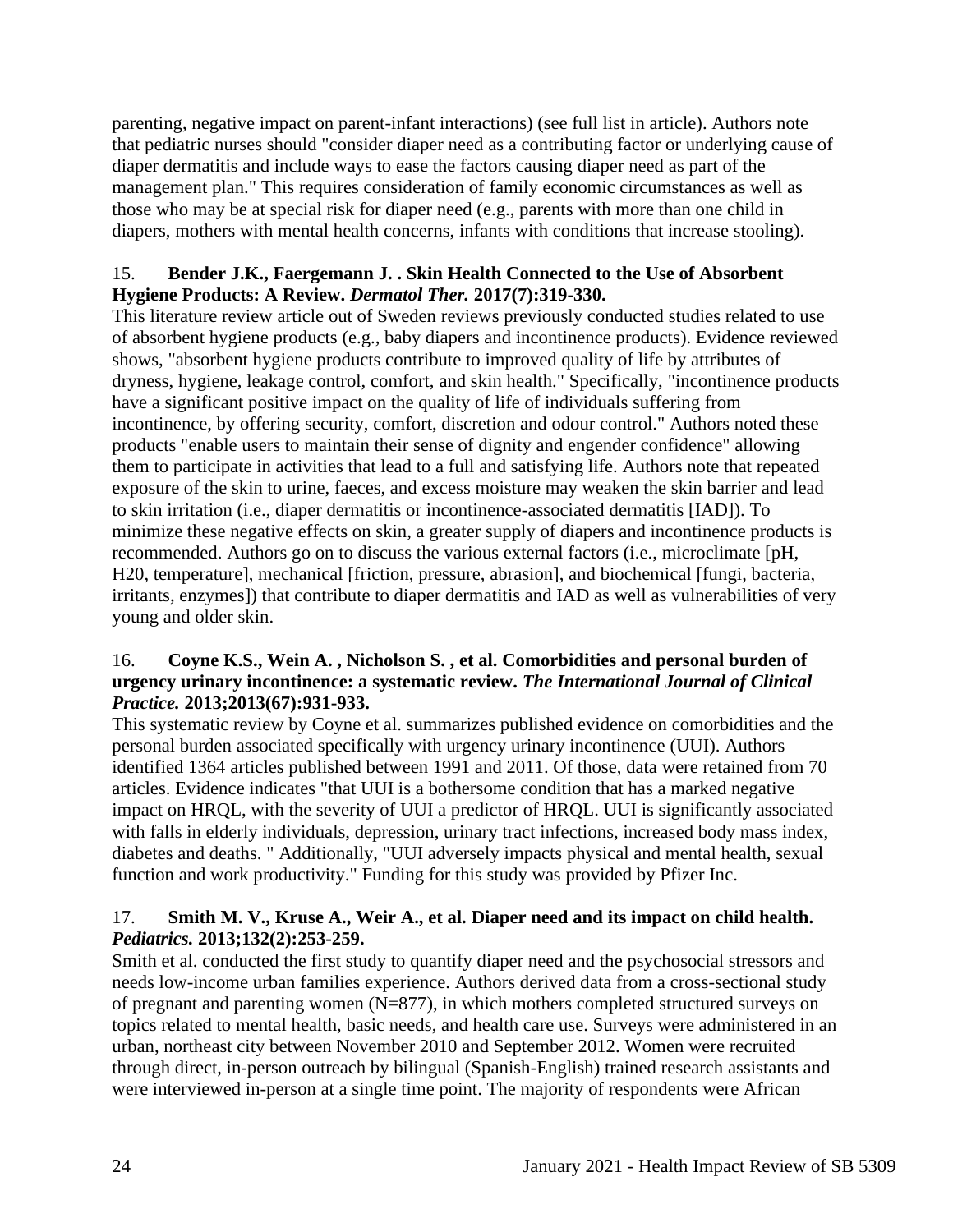parenting, negative impact on parent-infant interactions) (see full list in article). Authors note that pediatric nurses should "consider diaper need as a contributing factor or underlying cause of diaper dermatitis and include ways to ease the factors causing diaper need as part of the management plan." This requires consideration of family economic circumstances as well as those who may be at special risk for diaper need (e.g., parents with more than one child in diapers, mothers with mental health concerns, infants with conditions that increase stooling).

15. **Bender J.K., Faergemann J. . Skin Health Connected to the Use of Absorbent Hygiene Products: A Review. *Dermatol Ther.* 2017(7):319-330.**

This literature review article out of Sweden reviews previously conducted studies related to use of absorbent hygiene products (e.g., baby diapers and incontinence products). Evidence reviewed shows, "absorbent hygiene products contribute to improved quality of life by attributes of dryness, hygiene, leakage control, comfort, and skin health." Specifically, "incontinence products have a significant positive impact on the quality of life of individuals suffering from incontinence, by offering security, comfort, discretion and odour control." Authors noted these products "enable users to maintain their sense of dignity and engender confidence" allowing them to participate in activities that lead to a full and satisfying life. Authors note that repeated exposure of the skin to urine, faeces, and excess moisture may weaken the skin barrier and lead to skin irritation (i.e., diaper dermatitis or incontinence-associated dermatitis [IAD]). To minimize these negative effects on skin, a greater supply of diapers and incontinence products is recommended. Authors go on to discuss the various external factors (i.e., microclimate [pH, H20, temperature], mechanical [friction, pressure, abrasion], and biochemical [fungi, bacteria, irritants, enzymes]) that contribute to diaper dermatitis and IAD as well as vulnerabilities of very young and older skin.

16. **Coyne K.S., Wein A. , Nicholson S. , et al. Comorbidities and personal burden of urgency urinary incontinence: a systematic review. *The International Journal of Clinical Practice.* 2013;2013(67):931-933.**

This systematic review by Coyne et al. summarizes published evidence on comorbidities and the personal burden associated specifically with urgency urinary incontinence (UUI). Authors identified 1364 articles published between 1991 and 2011. Of those, data were retained from 70 articles. Evidence indicates "that UUI is a bothersome condition that has a marked negative impact on HRQL, with the severity of UUI a predictor of HRQL. UUI is significantly associated with falls in elderly individuals, depression, urinary tract infections, increased body mass index, diabetes and deaths. " Additionally, "UUI adversely impacts physical and mental health, sexual function and work productivity." Funding for this study was provided by Pfizer Inc.

17. **Smith M. V., Kruse A., Weir A., et al. Diaper need and its impact on child health. *Pediatrics.* 2013;132(2):253-259.**

Smith et al. conducted the first study to quantify diaper need and the psychosocial stressors and needs low-income urban families experience. Authors derived data from a cross-sectional study of pregnant and parenting women (N=877), in which mothers completed structured surveys on topics related to mental health, basic needs, and health care use. Surveys were administered in an urban, northeast city between November 2010 and September 2012. Women were recruited through direct, in-person outreach by bilingual (Spanish-English) trained research assistants and were interviewed in-person at a single time point. The majority of respondents were African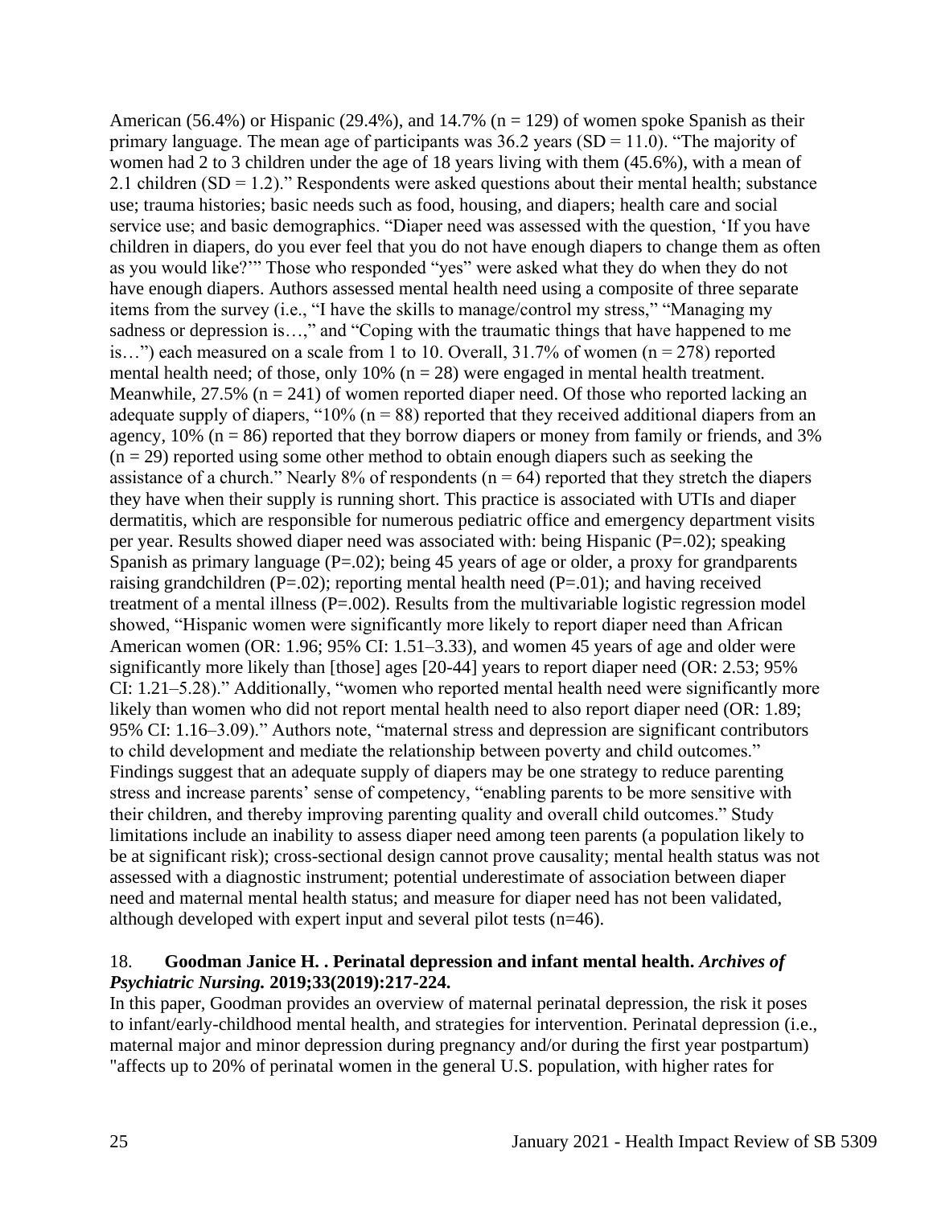American (56.4%) or Hispanic (29.4%), and 14.7% (n = 129) of women spoke Spanish as their primary language. The mean age of participants was 36.2 years (SD = 11.0). "The majority of women had 2 to 3 children under the age of 18 years living with them (45.6%), with a mean of 2.1 children (SD = 1.2)." Respondents were asked questions about their mental health; substance use; trauma histories; basic needs such as food, housing, and diapers; health care and social service use; and basic demographics. "Diaper need was assessed with the question, 'If you have children in diapers, do you ever feel that you do not have enough diapers to change them as often as you would like?'" Those who responded "yes" were asked what they do when they do not have enough diapers. Authors assessed mental health need using a composite of three separate items from the survey (i.e., "I have the skills to manage/control my stress," "Managing my sadness or depression is…," and "Coping with the traumatic things that have happened to me is…") each measured on a scale from 1 to 10. Overall, 31.7% of women (n = 278) reported mental health need; of those, only 10% (n = 28) were engaged in mental health treatment. Meanwhile, 27.5% (n = 241) of women reported diaper need. Of those who reported lacking an adequate supply of diapers, "10% (n = 88) reported that they received additional diapers from an agency, 10% (n = 86) reported that they borrow diapers or money from family or friends, and 3% (n = 29) reported using some other method to obtain enough diapers such as seeking the assistance of a church." Nearly 8% of respondents (n = 64) reported that they stretch the diapers they have when their supply is running short. This practice is associated with UTIs and diaper dermatitis, which are responsible for numerous pediatric office and emergency department visits per year. Results showed diaper need was associated with: being Hispanic (P=.02); speaking Spanish as primary language (P=.02); being 45 years of age or older, a proxy for grandparents raising grandchildren (P=.02); reporting mental health need (P=.01); and having received treatment of a mental illness (P=.002). Results from the multivariable logistic regression model showed, "Hispanic women were significantly more likely to report diaper need than African American women (OR: 1.96; 95% CI: 1.51–3.33), and women 45 years of age and older were significantly more likely than [those] ages [20-44] years to report diaper need (OR: 2.53; 95% CI: 1.21–5.28)." Additionally, "women who reported mental health need were significantly more likely than women who did not report mental health need to also report diaper need (OR: 1.89; 95% CI: 1.16–3.09)." Authors note, "maternal stress and depression are significant contributors to child development and mediate the relationship between poverty and child outcomes." Findings suggest that an adequate supply of diapers may be one strategy to reduce parenting stress and increase parents' sense of competency, "enabling parents to be more sensitive with their children, and thereby improving parenting quality and overall child outcomes." Study limitations include an inability to assess diaper need among teen parents (a population likely to be at significant risk); cross-sectional design cannot prove causality; mental health status was not assessed with a diagnostic instrument; potential underestimate of association between diaper need and maternal mental health status; and measure for diaper need has not been validated, although developed with expert input and several pilot tests (n=46).

18. **Goodman Janice H. . Perinatal depression and infant mental health. *Archives of Psychiatric Nursing.* 2019;33(2019):217-224.**

In this paper, Goodman provides an overview of maternal perinatal depression, the risk it poses to infant/early-childhood mental health, and strategies for intervention. Perinatal depression (i.e., maternal major and minor depression during pregnancy and/or during the first year postpartum) "affects up to 20% of perinatal women in the general U.S. population, with higher rates for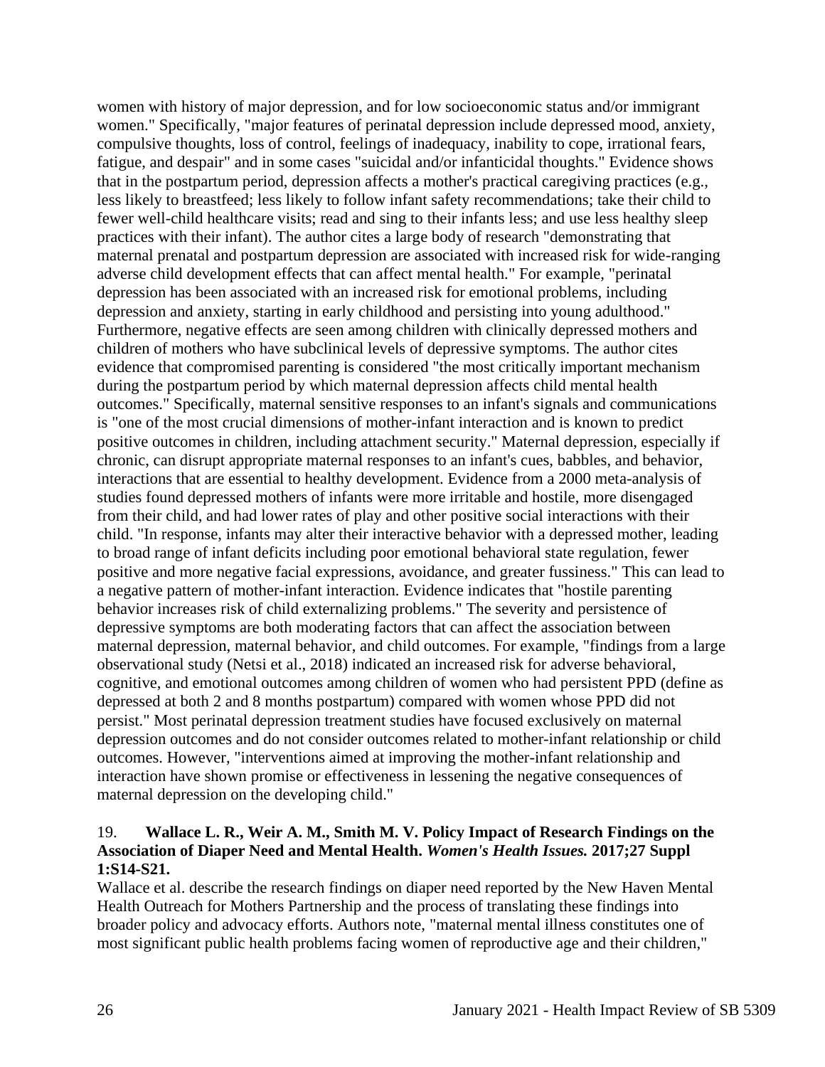women with history of major depression, and for low socioeconomic status and/or immigrant women." Specifically, "major features of perinatal depression include depressed mood, anxiety, compulsive thoughts, loss of control, feelings of inadequacy, inability to cope, irrational fears, fatigue, and despair" and in some cases "suicidal and/or infanticidal thoughts." Evidence shows that in the postpartum period, depression affects a mother's practical caregiving practices (e.g., less likely to breastfeed; less likely to follow infant safety recommendations; take their child to fewer well-child healthcare visits; read and sing to their infants less; and use less healthy sleep practices with their infant). The author cites a large body of research "demonstrating that maternal prenatal and postpartum depression are associated with increased risk for wide-ranging adverse child development effects that can affect mental health." For example, "perinatal depression has been associated with an increased risk for emotional problems, including depression and anxiety, starting in early childhood and persisting into young adulthood." Furthermore, negative effects are seen among children with clinically depressed mothers and children of mothers who have subclinical levels of depressive symptoms. The author cites evidence that compromised parenting is considered "the most critically important mechanism during the postpartum period by which maternal depression affects child mental health outcomes." Specifically, maternal sensitive responses to an infant's signals and communications is "one of the most crucial dimensions of mother-infant interaction and is known to predict positive outcomes in children, including attachment security." Maternal depression, especially if chronic, can disrupt appropriate maternal responses to an infant's cues, babbles, and behavior, interactions that are essential to healthy development. Evidence from a 2000 meta-analysis of studies found depressed mothers of infants were more irritable and hostile, more disengaged from their child, and had lower rates of play and other positive social interactions with their child. "In response, infants may alter their interactive behavior with a depressed mother, leading to broad range of infant deficits including poor emotional behavioral state regulation, fewer positive and more negative facial expressions, avoidance, and greater fussiness." This can lead to a negative pattern of mother-infant interaction. Evidence indicates that "hostile parenting behavior increases risk of child externalizing problems." The severity and persistence of depressive symptoms are both moderating factors that can affect the association between maternal depression, maternal behavior, and child outcomes. For example, "findings from a large observational study (Netsi et al., 2018) indicated an increased risk for adverse behavioral, cognitive, and emotional outcomes among children of women who had persistent PPD (define as depressed at both 2 and 8 months postpartum) compared with women whose PPD did not persist." Most perinatal depression treatment studies have focused exclusively on maternal depression outcomes and do not consider outcomes related to mother-infant relationship or child outcomes. However, "interventions aimed at improving the mother-infant relationship and interaction have shown promise or effectiveness in lessening the negative consequences of maternal depression on the developing child."

19. **Wallace L. R., Weir A. M., Smith M. V. Policy Impact of Research Findings on the Association of Diaper Need and Mental Health. *Women's Health Issues.* 2017;27 Suppl 1:S14-S21.**

Wallace et al. describe the research findings on diaper need reported by the New Haven Mental Health Outreach for Mothers Partnership and the process of translating these findings into broader policy and advocacy efforts. Authors note, "maternal mental illness constitutes one of most significant public health problems facing women of reproductive age and their children,"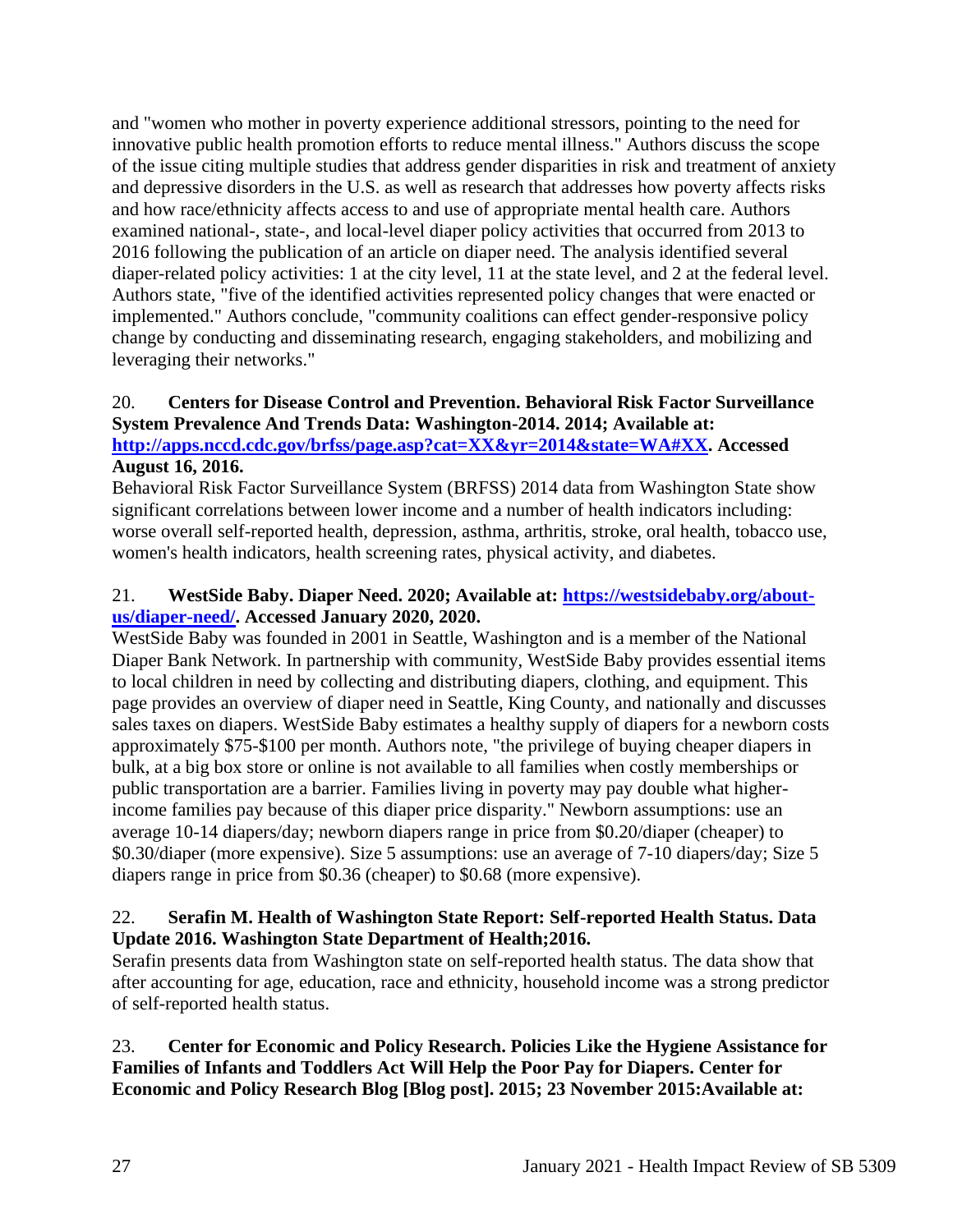and "women who mother in poverty experience additional stressors, pointing to the need for innovative public health promotion efforts to reduce mental illness." Authors discuss the scope of the issue citing multiple studies that address gender disparities in risk and treatment of anxiety and depressive disorders in the U.S. as well as research that addresses how poverty affects risks and how race/ethnicity affects access to and use of appropriate mental health care. Authors examined national-, state-, and local-level diaper policy activities that occurred from 2013 to 2016 following the publication of an article on diaper need. The analysis identified several diaper-related policy activities: 1 at the city level, 11 at the state level, and 2 at the federal level. Authors state, "five of the identified activities represented policy changes that were enacted or implemented." Authors conclude, "community coalitions can effect gender-responsive policy change by conducting and disseminating research, engaging stakeholders, and mobilizing and leveraging their networks."

20. **Centers for Disease Control and Prevention. Behavioral Risk Factor Surveillance System Prevalence And Trends Data: Washington-2014. 2014; Available at: [http://apps.nccd.cdc.gov/brfss/page.asp?cat=XX&yr=2014&state=WA#XX](http://apps.nccd.cdc.gov/brfss/page.asp?cat=XX&yr=2014&state=WA#XX). Accessed August 16, 2016.**

Behavioral Risk Factor Surveillance System (BRFSS) 2014 data from Washington State show significant correlations between lower income and a number of health indicators including: worse overall self-reported health, depression, asthma, arthritis, stroke, oral health, tobacco use, women's health indicators, health screening rates, physical activity, and diabetes.

21. **WestSide Baby. Diaper Need. 2020; Available at: [https://westsidebaby.org/about-us/diaper-need/](https://westsidebaby.org/about-us/diaper-need/). Accessed January 2020, 2020.**

WestSide Baby was founded in 2001 in Seattle, Washington and is a member of the National Diaper Bank Network. In partnership with community, WestSide Baby provides essential items to local children in need by collecting and distributing diapers, clothing, and equipment. This page provides an overview of diaper need in Seattle, King County, and nationally and discusses sales taxes on diapers. WestSide Baby estimates a healthy supply of diapers for a newborn costs approximately $75-$100 per month. Authors note, "the privilege of buying cheaper diapers in bulk, at a big box store or online is not available to all families when costly memberships or public transportation are a barrier. Families living in poverty may pay double what higher-income families pay because of this diaper price disparity." Newborn assumptions: use an average 10-14 diapers/day; newborn diapers range in price from $0.20/diaper (cheaper) to $0.30/diaper (more expensive). Size 5 assumptions: use an average of 7-10 diapers/day; Size 5 diapers range in price from $0.36 (cheaper) to $0.68 (more expensive).

22. **Serafin M. Health of Washington State Report: Self-reported Health Status. Data Update 2016. Washington State Department of Health;2016.**

Serafin presents data from Washington state on self-reported health status. The data show that after accounting for age, education, race and ethnicity, household income was a strong predictor of self-reported health status.

23. **Center for Economic and Policy Research. Policies Like the Hygiene Assistance for Families of Infants and Toddlers Act Will Help the Poor Pay for Diapers. Center for Economic and Policy Research Blog [Blog post]. 2015; 23 November 2015:Available at:**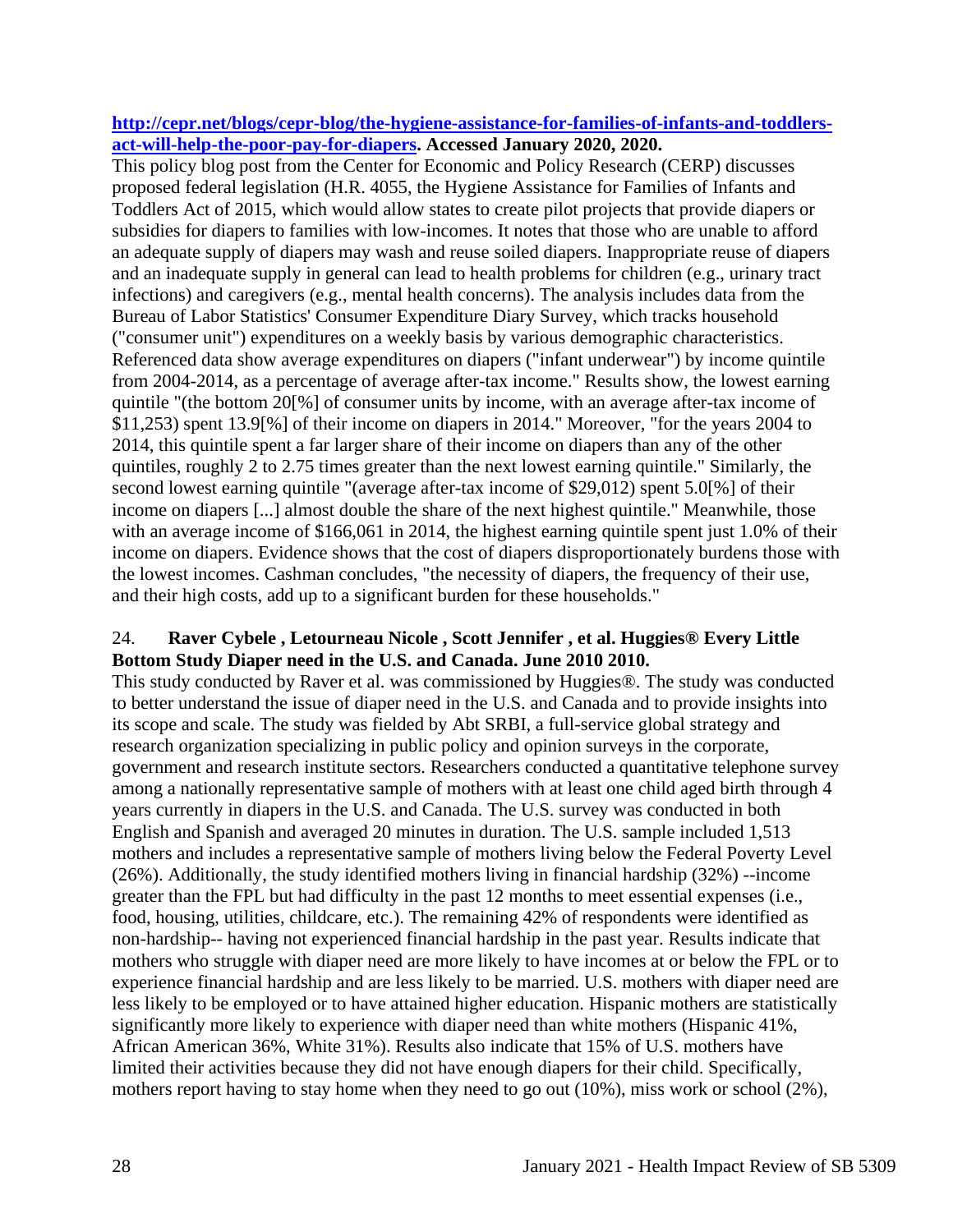**[http://cepr.net/blogs/cepr-blog/the-hygiene-assistance-for-families-of-infants-and-toddlers-act-will-help-the-poor-pay-for-diapers](http://cepr.net/blogs/cepr-blog/the-hygiene-assistance-for-families-of-infants-and-toddlers-act-will-help-the-poor-pay-for-diapers). Accessed January 2020, 2020.**

This policy blog post from the Center for Economic and Policy Research (CERP) discusses proposed federal legislation (H.R. 4055, the Hygiene Assistance for Families of Infants and Toddlers Act of 2015, which would allow states to create pilot projects that provide diapers or subsidies for diapers to families with low-incomes. It notes that those who are unable to afford an adequate supply of diapers may wash and reuse soiled diapers. Inappropriate reuse of diapers and an inadequate supply in general can lead to health problems for children (e.g., urinary tract infections) and caregivers (e.g., mental health concerns). The analysis includes data from the Bureau of Labor Statistics' Consumer Expenditure Diary Survey, which tracks household ("consumer unit") expenditures on a weekly basis by various demographic characteristics. Referenced data show average expenditures on diapers ("infant underwear") by income quintile from 2004-2014, as a percentage of average after-tax income." Results show, the lowest earning quintile "(the bottom 20[%] of consumer units by income, with an average after-tax income of $11,253) spent 13.9[%] of their income on diapers in 2014." Moreover, "for the years 2004 to 2014, this quintile spent a far larger share of their income on diapers than any of the other quintiles, roughly 2 to 2.75 times greater than the next lowest earning quintile." Similarly, the second lowest earning quintile "(average after-tax income of $29,012) spent 5.0[%] of their income on diapers [...] almost double the share of the next highest quintile." Meanwhile, those with an average income of $166,061 in 2014, the highest earning quintile spent just 1.0% of their income on diapers. Evidence shows that the cost of diapers disproportionately burdens those with the lowest incomes. Cashman concludes, "the necessity of diapers, the frequency of their use, and their high costs, add up to a significant burden for these households."

24. **Raver Cybele , Letourneau Nicole , Scott Jennifer , et al. Huggies® Every Little Bottom Study Diaper need in the U.S. and Canada. June 2010 2010.**

This study conducted by Raver et al. was commissioned by Huggies®. The study was conducted to better understand the issue of diaper need in the U.S. and Canada and to provide insights into its scope and scale. The study was fielded by Abt SRBI, a full-service global strategy and research organization specializing in public policy and opinion surveys in the corporate, government and research institute sectors. Researchers conducted a quantitative telephone survey among a nationally representative sample of mothers with at least one child aged birth through 4 years currently in diapers in the U.S. and Canada. The U.S. survey was conducted in both English and Spanish and averaged 20 minutes in duration. The U.S. sample included 1,513 mothers and includes a representative sample of mothers living below the Federal Poverty Level (26%). Additionally, the study identified mothers living in financial hardship (32%) --income greater than the FPL but had difficulty in the past 12 months to meet essential expenses (i.e., food, housing, utilities, childcare, etc.). The remaining 42% of respondents were identified as non-hardship-- having not experienced financial hardship in the past year. Results indicate that mothers who struggle with diaper need are more likely to have incomes at or below the FPL or to experience financial hardship and are less likely to be married. U.S. mothers with diaper need are less likely to be employed or to have attained higher education. Hispanic mothers are statistically significantly more likely to experience with diaper need than white mothers (Hispanic 41%, African American 36%, White 31%). Results also indicate that 15% of U.S. mothers have limited their activities because they did not have enough diapers for their child. Specifically, mothers report having to stay home when they need to go out (10%), miss work or school (2%),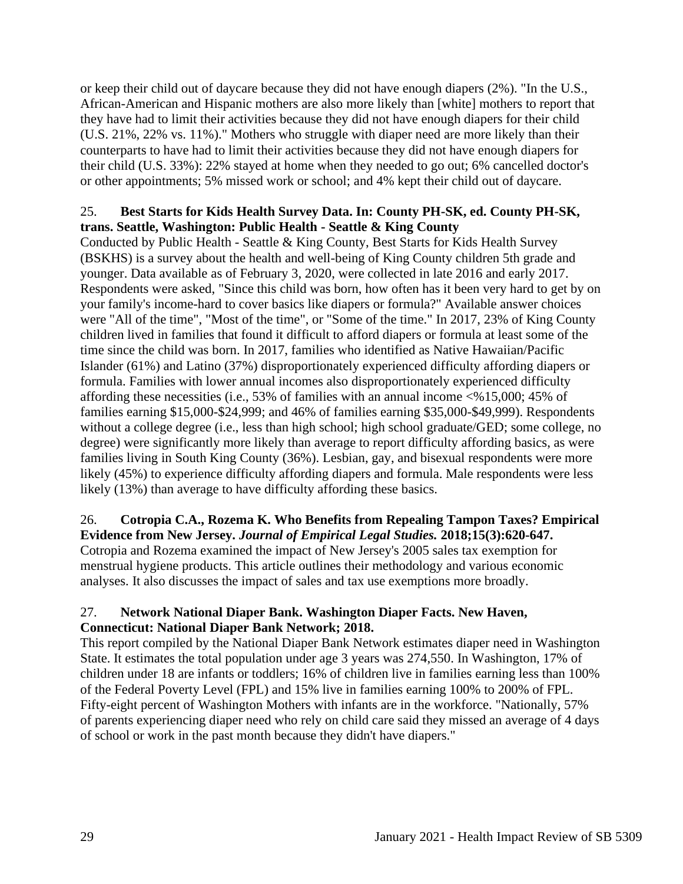or keep their child out of daycare because they did not have enough diapers (2%). "In the U.S., African-American and Hispanic mothers are also more likely than [white] mothers to report that they have had to limit their activities because they did not have enough diapers for their child (U.S. 21%, 22% vs. 11%)." Mothers who struggle with diaper need are more likely than their counterparts to have had to limit their activities because they did not have enough diapers for their child (U.S. 33%): 22% stayed at home when they needed to go out; 6% cancelled doctor's or other appointments; 5% missed work or school; and 4% kept their child out of daycare.

25. **Best Starts for Kids Health Survey Data. In: County PH-SK, ed. County PH-SK, trans. Seattle, Washington: Public Health - Seattle & King County**

Conducted by Public Health - Seattle & King County, Best Starts for Kids Health Survey (BSKHS) is a survey about the health and well-being of King County children 5th grade and younger. Data available as of February 3, 2020, were collected in late 2016 and early 2017. Respondents were asked, "Since this child was born, how often has it been very hard to get by on your family's income-hard to cover basics like diapers or formula?" Available answer choices were "All of the time", "Most of the time", or "Some of the time." In 2017, 23% of King County children lived in families that found it difficult to afford diapers or formula at least some of the time since the child was born. In 2017, families who identified as Native Hawaiian/Pacific Islander (61%) and Latino (37%) disproportionately experienced difficulty affording diapers or formula. Families with lower annual incomes also disproportionately experienced difficulty affording these necessities (i.e., 53% of families with an annual income <%15,000; 45% of families earning $15,000-$24,999; and 46% of families earning $35,000-$49,999). Respondents without a college degree (i.e., less than high school; high school graduate/GED; some college, no degree) were significantly more likely than average to report difficulty affording basics, as were families living in South King County (36%). Lesbian, gay, and bisexual respondents were more likely (45%) to experience difficulty affording diapers and formula. Male respondents were less likely (13%) than average to have difficulty affording these basics.

26. **Cotropia C.A., Rozema K. Who Benefits from Repealing Tampon Taxes? Empirical Evidence from New Jersey. *Journal of Empirical Legal Studies.* 2018;15(3):620-647.**

Cotropia and Rozema examined the impact of New Jersey's 2005 sales tax exemption for menstrual hygiene products. This article outlines their methodology and various economic analyses. It also discusses the impact of sales and tax use exemptions more broadly.

27. **Network National Diaper Bank. Washington Diaper Facts. New Haven, Connecticut: National Diaper Bank Network; 2018.**

This report compiled by the National Diaper Bank Network estimates diaper need in Washington State. It estimates the total population under age 3 years was 274,550. In Washington, 17% of children under 18 are infants or toddlers; 16% of children live in families earning less than 100% of the Federal Poverty Level (FPL) and 15% live in families earning 100% to 200% of FPL. Fifty-eight percent of Washington Mothers with infants are in the workforce. "Nationally, 57% of parents experiencing diaper need who rely on child care said they missed an average of 4 days of school or work in the past month because they didn't have diapers."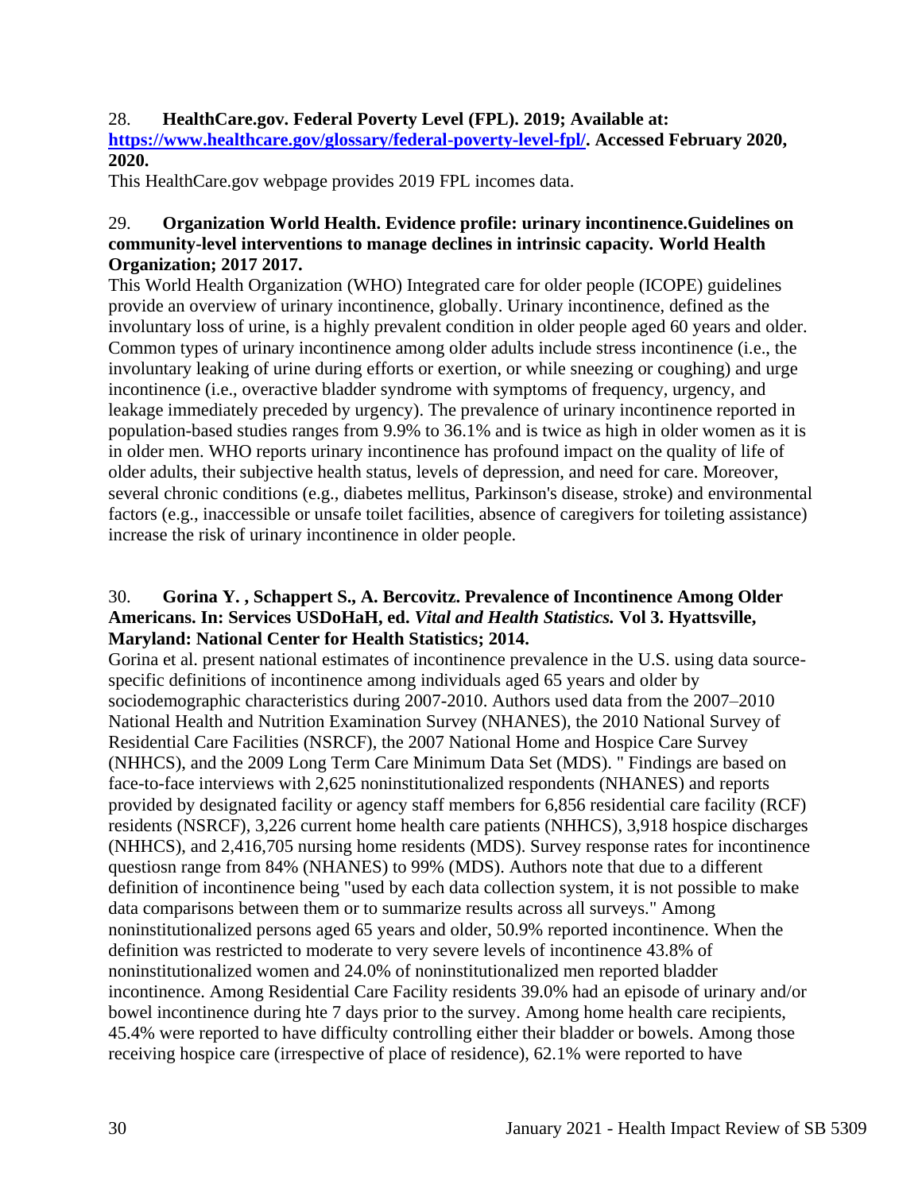28. **HealthCare.gov. Federal Poverty Level (FPL). 2019; Available at: [https://www.healthcare.gov/glossary/federal-poverty-level-fpl/](https://www.healthcare.gov/glossary/federal-poverty-level-fpl/). Accessed February 2020, 2020.**

This HealthCare.gov webpage provides 2019 FPL incomes data.

29. **Organization World Health. Evidence profile: urinary incontinence.Guidelines on community-level interventions to manage declines in intrinsic capacity. World Health Organization; 2017 2017.**

This World Health Organization (WHO) Integrated care for older people (ICOPE) guidelines provide an overview of urinary incontinence, globally. Urinary incontinence, defined as the involuntary loss of urine, is a highly prevalent condition in older people aged 60 years and older. Common types of urinary incontinence among older adults include stress incontinence (i.e., the involuntary leaking of urine during efforts or exertion, or while sneezing or coughing) and urge incontinence (i.e., overactive bladder syndrome with symptoms of frequency, urgency, and leakage immediately preceded by urgency). The prevalence of urinary incontinence reported in population-based studies ranges from 9.9% to 36.1% and is twice as high in older women as it is in older men. WHO reports urinary incontinence has profound impact on the quality of life of older adults, their subjective health status, levels of depression, and need for care. Moreover, several chronic conditions (e.g., diabetes mellitus, Parkinson's disease, stroke) and environmental factors (e.g., inaccessible or unsafe toilet facilities, absence of caregivers for toileting assistance) increase the risk of urinary incontinence in older people.

30. **Gorina Y. , Schappert S., A. Bercovitz. Prevalence of Incontinence Among Older Americans. In: Services USDoHaH, ed. *Vital and Health Statistics.* Vol 3. Hyattsville, Maryland: National Center for Health Statistics; 2014.**

Gorina et al. present national estimates of incontinence prevalence in the U.S. using data source-specific definitions of incontinence among individuals aged 65 years and older by sociodemographic characteristics during 2007-2010. Authors used data from the 2007–2010 National Health and Nutrition Examination Survey (NHANES), the 2010 National Survey of Residential Care Facilities (NSRCF), the 2007 National Home and Hospice Care Survey (NHHCS), and the 2009 Long Term Care Minimum Data Set (MDS). " Findings are based on face-to-face interviews with 2,625 noninstitutionalized respondents (NHANES) and reports provided by designated facility or agency staff members for 6,856 residential care facility (RCF) residents (NSRCF), 3,226 current home health care patients (NHHCS), 3,918 hospice discharges (NHHCS), and 2,416,705 nursing home residents (MDS). Survey response rates for incontinence questiosn range from 84% (NHANES) to 99% (MDS). Authors note that due to a different definition of incontinence being "used by each data collection system, it is not possible to make data comparisons between them or to summarize results across all surveys." Among noninstitutionalized persons aged 65 years and older, 50.9% reported incontinence. When the definition was restricted to moderate to very severe levels of incontinence 43.8% of noninstitutionalized women and 24.0% of noninstitutionalized men reported bladder incontinence. Among Residential Care Facility residents 39.0% had an episode of urinary and/or bowel incontinence during hte 7 days prior to the survey. Among home health care recipients, 45.4% were reported to have difficulty controlling either their bladder or bowels. Among those receiving hospice care (irrespective of place of residence), 62.1% were reported to have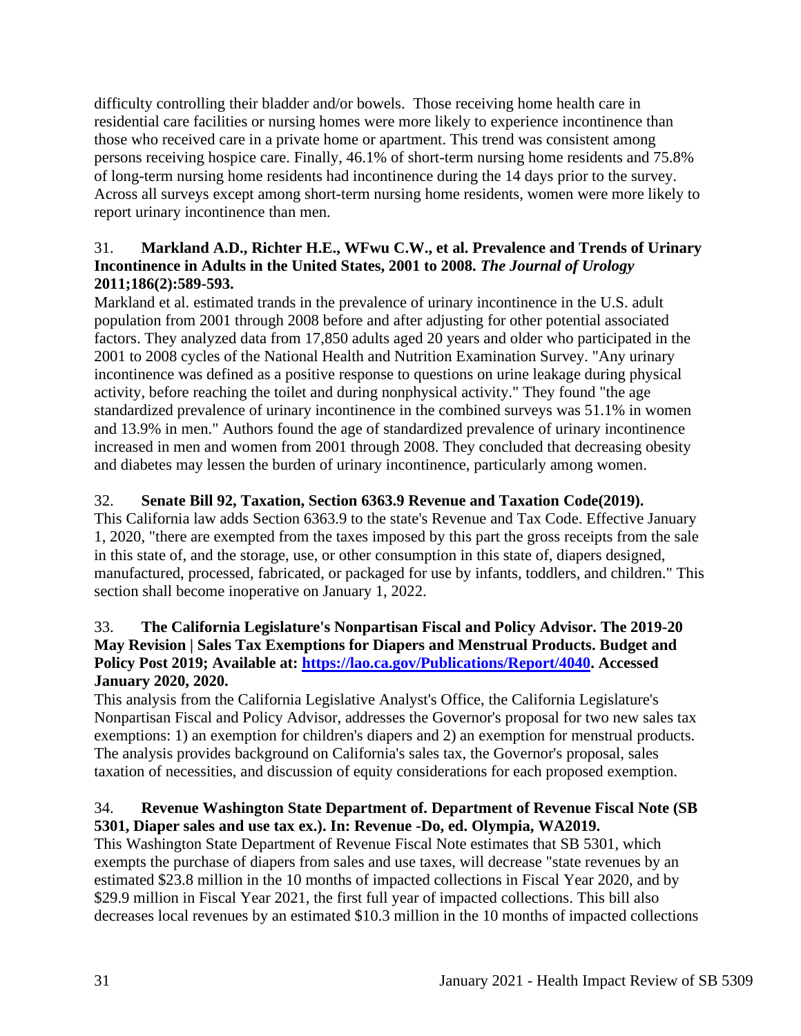difficulty controlling their bladder and/or bowels. Those receiving home health care in residential care facilities or nursing homes were more likely to experience incontinence than those who received care in a private home or apartment. This trend was consistent among persons receiving hospice care. Finally, 46.1% of short-term nursing home residents and 75.8% of long-term nursing home residents had incontinence during the 14 days prior to the survey. Across all surveys except among short-term nursing home residents, women were more likely to report urinary incontinence than men.

31. **Markland A.D., Richter H.E., WFwu C.W., et al. Prevalence and Trends of Urinary Incontinence in Adults in the United States, 2001 to 2008. *The Journal of Urology* 2011;186(2):589-593.**

Markland et al. estimated trands in the prevalence of urinary incontinence in the U.S. adult population from 2001 through 2008 before and after adjusting for other potential associated factors. They analyzed data from 17,850 adults aged 20 years and older who participated in the 2001 to 2008 cycles of the National Health and Nutrition Examination Survey. "Any urinary incontinence was defined as a positive response to questions on urine leakage during physical activity, before reaching the toilet and during nonphysical activity." They found "the age standardized prevalence of urinary incontinence in the combined surveys was 51.1% in women and 13.9% in men." Authors found the age of standardized prevalence of urinary incontinence increased in men and women from 2001 through 2008. They concluded that decreasing obesity and diabetes may lessen the burden of urinary incontinence, particularly among women.

32. **Senate Bill 92, Taxation, Section 6363.9 Revenue and Taxation Code(2019).**

This California law adds Section 6363.9 to the state's Revenue and Tax Code. Effective January 1, 2020, "there are exempted from the taxes imposed by this part the gross receipts from the sale in this state of, and the storage, use, or other consumption in this state of, diapers designed, manufactured, processed, fabricated, or packaged for use by infants, toddlers, and children." This section shall become inoperative on January 1, 2022.

33. **The California Legislature's Nonpartisan Fiscal and Policy Advisor. The 2019-20 May Revision | Sales Tax Exemptions for Diapers and Menstrual Products. Budget and Policy Post 2019; Available at: [https://lao.ca.gov/Publications/Report/4040](https://lao.ca.gov/Publications/Report/4040). Accessed January 2020, 2020.**

This analysis from the California Legislative Analyst's Office, the California Legislature's Nonpartisan Fiscal and Policy Advisor, addresses the Governor's proposal for two new sales tax exemptions: 1) an exemption for children's diapers and 2) an exemption for menstrual products. The analysis provides background on California's sales tax, the Governor's proposal, sales taxation of necessities, and discussion of equity considerations for each proposed exemption.

34. **Revenue Washington State Department of. Department of Revenue Fiscal Note (SB 5301, Diaper sales and use tax ex.). In: Revenue -Do, ed. Olympia, WA2019.**

This Washington State Department of Revenue Fiscal Note estimates that SB 5301, which exempts the purchase of diapers from sales and use taxes, will decrease "state revenues by an estimated $23.8 million in the 10 months of impacted collections in Fiscal Year 2020, and by $29.9 million in Fiscal Year 2021, the first full year of impacted collections. This bill also decreases local revenues by an estimated $10.3 million in the 10 months of impacted collections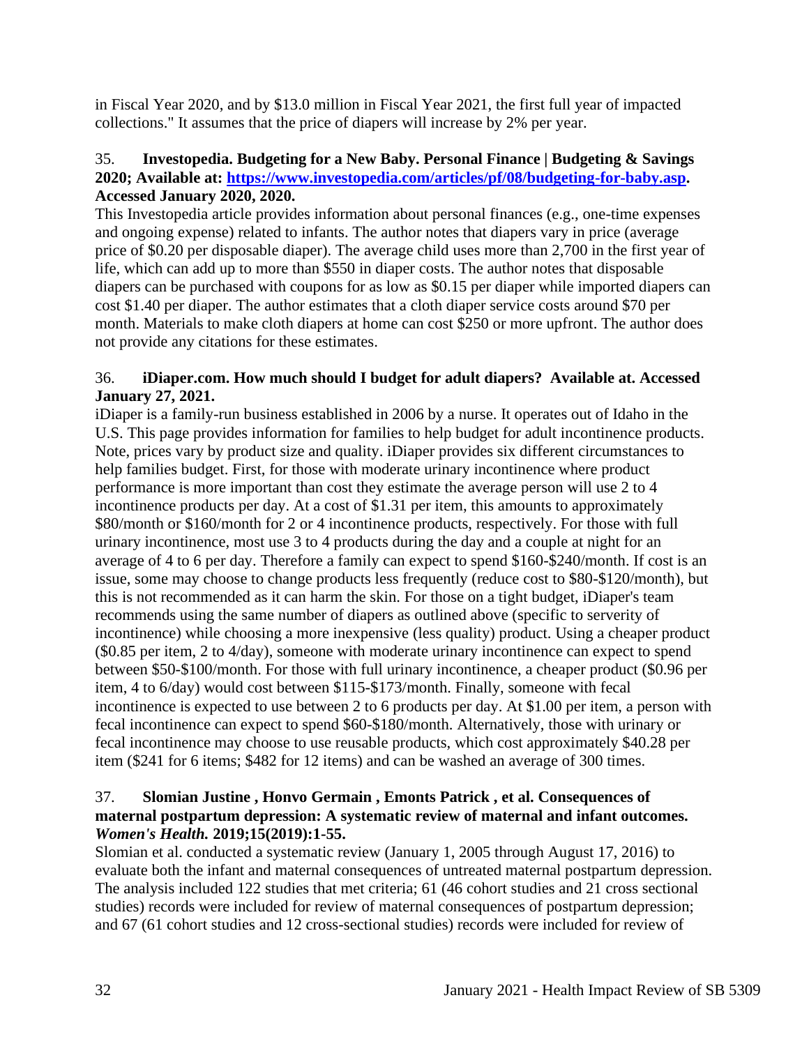in Fiscal Year 2020, and by $13.0 million in Fiscal Year 2021, the first full year of impacted collections." It assumes that the price of diapers will increase by 2% per year.

35. **Investopedia. Budgeting for a New Baby. Personal Finance | Budgeting & Savings 2020; Available at: [https://www.investopedia.com/articles/pf/08/budgeting-for-baby.asp](https://www.investopedia.com/articles/pf/08/budgeting-for-baby.asp). Accessed January 2020, 2020.**

This Investopedia article provides information about personal finances (e.g., one-time expenses and ongoing expense) related to infants. The author notes that diapers vary in price (average price of $0.20 per disposable diaper). The average child uses more than 2,700 in the first year of life, which can add up to more than $550 in diaper costs. The author notes that disposable diapers can be purchased with coupons for as low as $0.15 per diaper while imported diapers can cost $1.40 per diaper. The author estimates that a cloth diaper service costs around $70 per month. Materials to make cloth diapers at home can cost $250 or more upfront. The author does not provide any citations for these estimates.

36. **iDiaper.com. How much should I budget for adult diapers? Available at. Accessed January 27, 2021.**

iDiaper is a family-run business established in 2006 by a nurse. It operates out of Idaho in the U.S. This page provides information for families to help budget for adult incontinence products. Note, prices vary by product size and quality. iDiaper provides six different circumstances to help families budget. First, for those with moderate urinary incontinence where product performance is more important than cost they estimate the average person will use 2 to 4 incontinence products per day. At a cost of $1.31 per item, this amounts to approximately $80/month or $160/month for 2 or 4 incontinence products, respectively. For those with full urinary incontinence, most use 3 to 4 products during the day and a couple at night for an average of 4 to 6 per day. Therefore a family can expect to spend $160-$240/month. If cost is an issue, some may choose to change products less frequently (reduce cost to $80-$120/month), but this is not recommended as it can harm the skin. For those on a tight budget, iDiaper's team recommends using the same number of diapers as outlined above (specific to serverity of incontinence) while choosing a more inexpensive (less quality) product. Using a cheaper product ($0.85 per item, 2 to 4/day), someone with moderate urinary incontinence can expect to spend between $50-$100/month. For those with full urinary incontinence, a cheaper product ($0.96 per item, 4 to 6/day) would cost between $115-$173/month. Finally, someone with fecal incontinence is expected to use between 2 to 6 products per day. At $1.00 per item, a person with fecal incontinence can expect to spend $60-$180/month. Alternatively, those with urinary or fecal incontinence may choose to use reusable products, which cost approximately $40.28 per item ($241 for 6 items; $482 for 12 items) and can be washed an average of 300 times.

37. **Slomian Justine , Honvo Germain , Emonts Patrick , et al. Consequences of maternal postpartum depression: A systematic review of maternal and infant outcomes. *Women's Health.* 2019;15(2019):1-55.**

Slomian et al. conducted a systematic review (January 1, 2005 through August 17, 2016) to evaluate both the infant and maternal consequences of untreated maternal postpartum depression. The analysis included 122 studies that met criteria; 61 (46 cohort studies and 21 cross sectional studies) records were included for review of maternal consequences of postpartum depression; and 67 (61 cohort studies and 12 cross-sectional studies) records were included for review of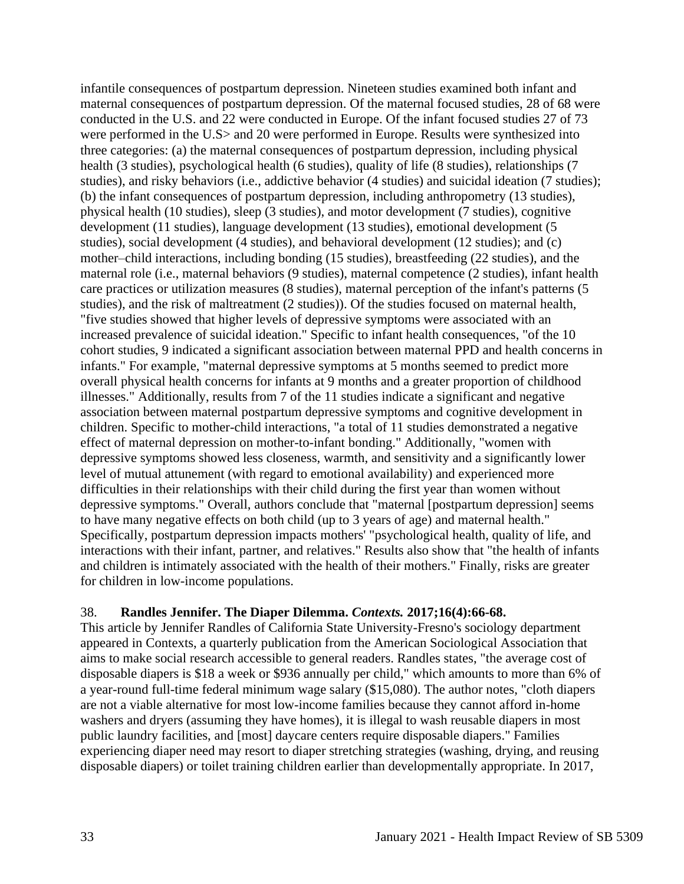infantile consequences of postpartum depression. Nineteen studies examined both infant and maternal consequences of postpartum depression. Of the maternal focused studies, 28 of 68 were conducted in the U.S. and 22 were conducted in Europe. Of the infant focused studies 27 of 73 were performed in the U.S> and 20 were performed in Europe. Results were synthesized into three categories: (a) the maternal consequences of postpartum depression, including physical health (3 studies), psychological health (6 studies), quality of life (8 studies), relationships (7 studies), and risky behaviors (i.e., addictive behavior (4 studies) and suicidal ideation (7 studies); (b) the infant consequences of postpartum depression, including anthropometry (13 studies), physical health (10 studies), sleep (3 studies), and motor development (7 studies), cognitive development (11 studies), language development (13 studies), emotional development (5 studies), social development (4 studies), and behavioral development (12 studies); and (c) mother–child interactions, including bonding (15 studies), breastfeeding (22 studies), and the maternal role (i.e., maternal behaviors (9 studies), maternal competence (2 studies), infant health care practices or utilization measures (8 studies), maternal perception of the infant's patterns (5 studies), and the risk of maltreatment (2 studies)). Of the studies focused on maternal health, "five studies showed that higher levels of depressive symptoms were associated with an increased prevalence of suicidal ideation." Specific to infant health consequences, "of the 10 cohort studies, 9 indicated a significant association between maternal PPD and health concerns in infants." For example, "maternal depressive symptoms at 5 months seemed to predict more overall physical health concerns for infants at 9 months and a greater proportion of childhood illnesses." Additionally, results from 7 of the 11 studies indicate a significant and negative association between maternal postpartum depressive symptoms and cognitive development in children. Specific to mother-child interactions, "a total of 11 studies demonstrated a negative effect of maternal depression on mother-to-infant bonding." Additionally, "women with depressive symptoms showed less closeness, warmth, and sensitivity and a significantly lower level of mutual attunement (with regard to emotional availability) and experienced more difficulties in their relationships with their child during the first year than women without depressive symptoms." Overall, authors conclude that "maternal [postpartum depression] seems to have many negative effects on both child (up to 3 years of age) and maternal health." Specifically, postpartum depression impacts mothers' "psychological health, quality of life, and interactions with their infant, partner, and relatives." Results also show that "the health of infants and children is intimately associated with the health of their mothers." Finally, risks are greater for children in low-income populations.

38. **Randles Jennifer. The Diaper Dilemma. *Contexts.* 2017;16(4):66-68.**

This article by Jennifer Randles of California State University-Fresno's sociology department appeared in Contexts, a quarterly publication from the American Sociological Association that aims to make social research accessible to general readers. Randles states, "the average cost of disposable diapers is $18 a week or $936 annually per child," which amounts to more than 6% of a year-round full-time federal minimum wage salary ($15,080). The author notes, "cloth diapers are not a viable alternative for most low-income families because they cannot afford in-home washers and dryers (assuming they have homes), it is illegal to wash reusable diapers in most public laundry facilities, and [most] daycare centers require disposable diapers." Families experiencing diaper need may resort to diaper stretching strategies (washing, drying, and reusing disposable diapers) or toilet training children earlier than developmentally appropriate. In 2017,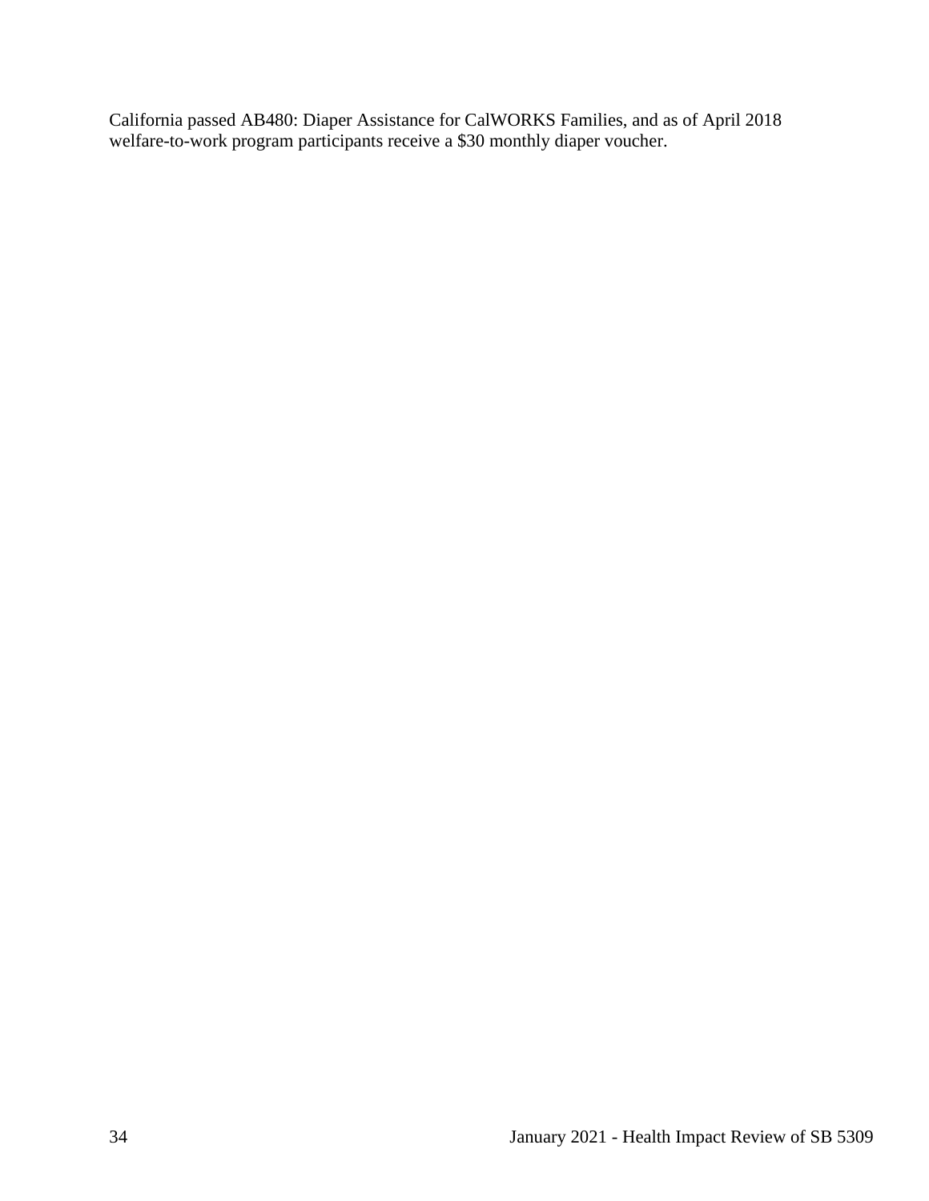California passed AB480: Diaper Assistance for CalWORKS Families, and as of April 2018 welfare-to-work program participants receive a $30 monthly diaper voucher.